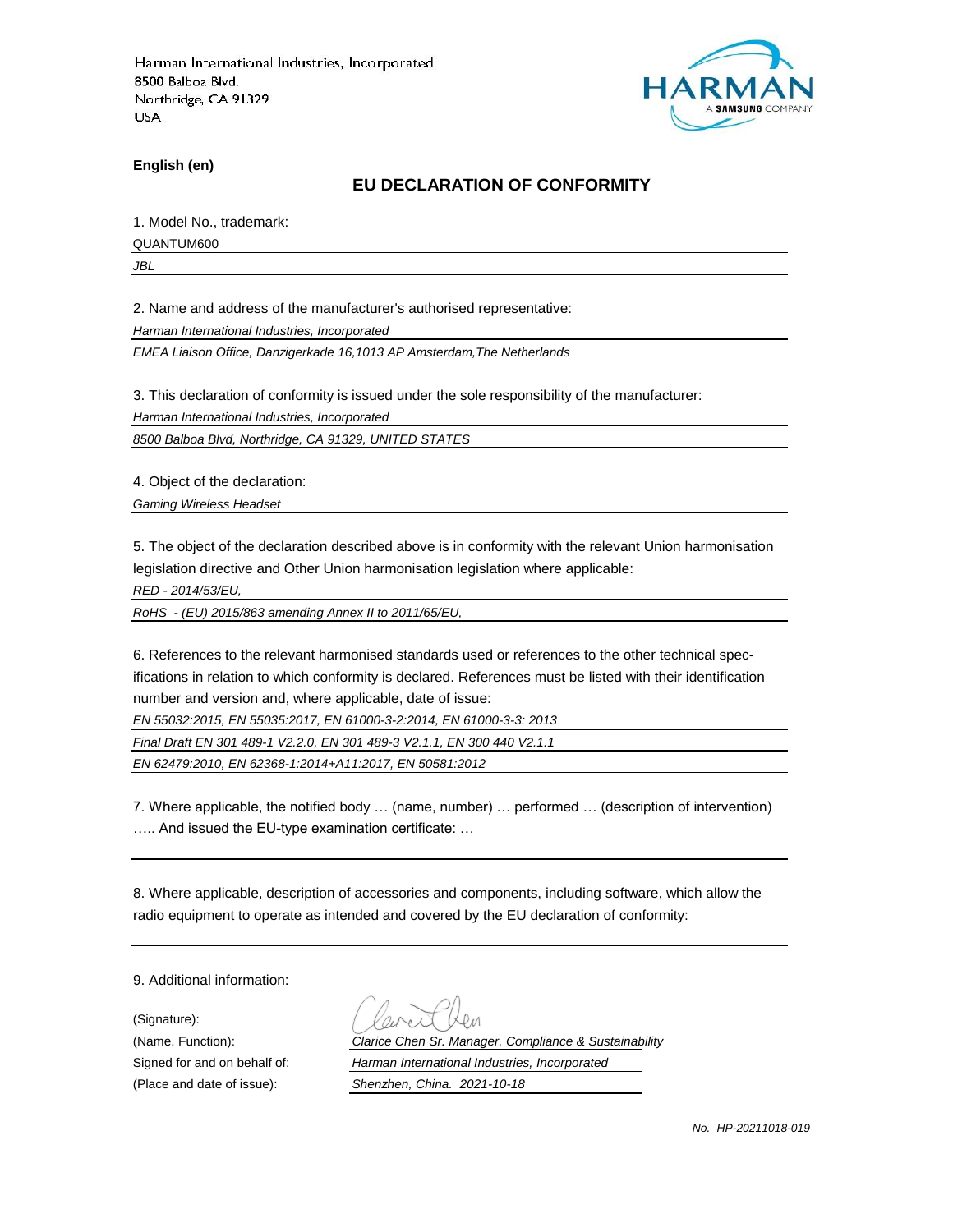Harman International Industries, Incorporated
8500 Balboa Blvd.
Northridge, CA 91329
USA

HARMAN
A SAMSUNG COMPANY

**English (en)**

## EU DECLARATION OF CONFORMITY

1. Model No., trademark:

QUANTUM600

*JBL*

2. Name and address of the manufacturer's authorised representative:

*Harman International Industries, Incorporated*

*EMEA Liaison Office, Danzigerkade 16,1013 AP Amsterdam,The Netherlands*

3. This declaration of conformity is issued under the sole responsibility of the manufacturer:

*Harman International Industries, Incorporated*

*8500 Balboa Blvd, Northridge, CA 91329, UNITED STATES*

4. Object of the declaration:

*Gaming Wireless Headset*

5. The object of the declaration described above is in conformity with the relevant Union harmonisation legislation directive and Other Union harmonisation legislation where applicable:

*RED - 2014/53/EU,*

*RoHS - (EU) 2015/863 amending Annex II to 2011/65/EU,*

6. References to the relevant harmonised standards used or references to the other technical specifications in relation to which conformity is declared. References must be listed with their identification number and version and, where applicable, date of issue:

*EN 55032:2015, EN 55035:2017, EN 61000-3-2:2014, EN 61000-3-3: 2013*

*Final Draft EN 301 489-1 V2.2.0, EN 301 489-3 V2.1.1, EN 300 440 V2.1.1*

*EN 62479:2010, EN 62368-1:2014+A11:2017, EN 50581:2012*

7. Where applicable, the notified body … (name, number) … performed … (description of intervention) ….. And issued the EU-type examination certificate: …

8. Where applicable, description of accessories and components, including software, which allow the radio equipment to operate as intended and covered by the EU declaration of conformity:

9. Additional information:

(Signature):

(Name. Function): *Clarice Chen Sr. Manager. Compliance & Sustainability*

Signed for and on behalf of: *Harman International Industries, Incorporated*

(Place and date of issue): *Shenzhen, China. 2021-10-18*

*No. HP-20211018-019*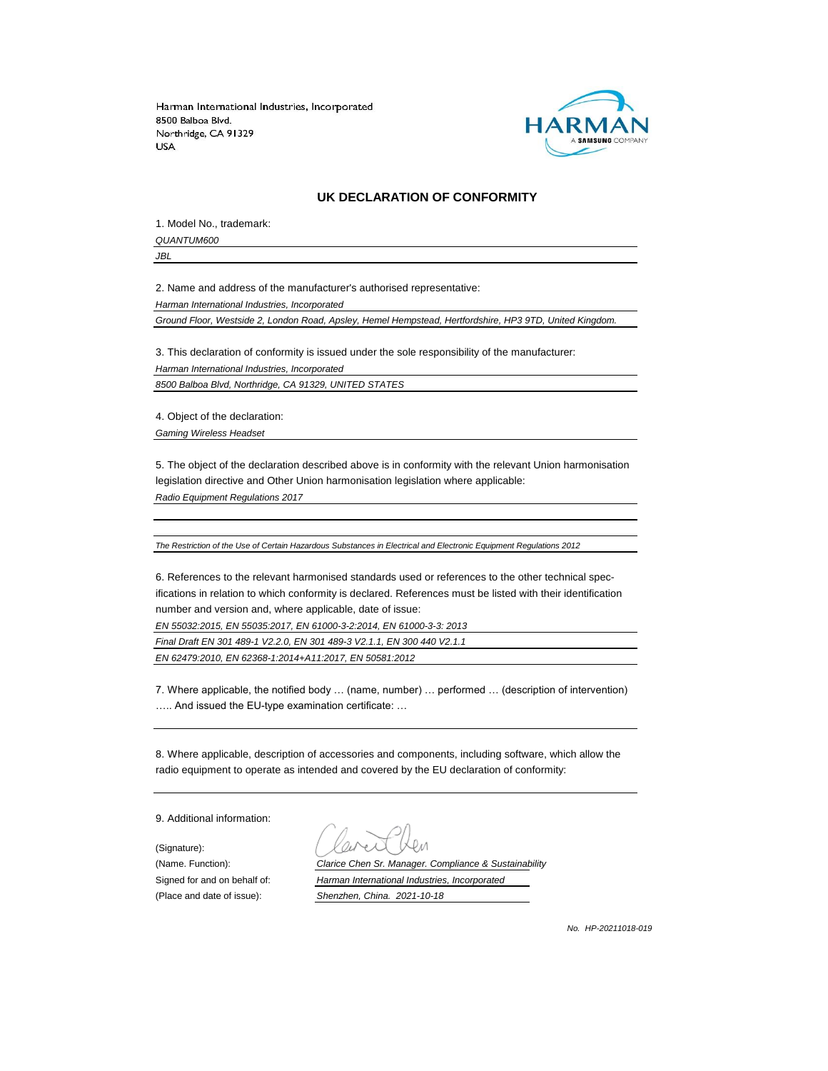Harman International Industries, Incorporated
8500 Balboa Blvd.
Northridge, CA 91329
USA

HARMAN
A SAMSUNG COMPANY

## UK DECLARATION OF CONFORMITY

1. Model No., trademark:

*QUANTUM600*

*JBL*

2. Name and address of the manufacturer's authorised representative:

*Harman International Industries, Incorporated*

*Ground Floor, Westside 2, London Road, Apsley, Hemel Hempstead, Hertfordshire, HP3 9TD, United Kingdom.*

3. This declaration of conformity is issued under the sole responsibility of the manufacturer:

*Harman International Industries, Incorporated*

*8500 Balboa Blvd, Northridge, CA 91329, UNITED STATES*

4. Object of the declaration:

*Gaming Wireless Headset*

5. The object of the declaration described above is in conformity with the relevant Union harmonisation legislation directive and Other Union harmonisation legislation where applicable:

*Radio Equipment Regulations 2017*

*The Restriction of the Use of Certain Hazardous Substances in Electrical and Electronic Equipment Regulations 2012*

6. References to the relevant harmonised standards used or references to the other technical specifications in relation to which conformity is declared. References must be listed with their identification number and version and, where applicable, date of issue:

*EN 55032:2015, EN 55035:2017, EN 61000-3-2:2014, EN 61000-3-3: 2013*

*Final Draft EN 301 489-1 V2.2.0, EN 301 489-3 V2.1.1, EN 300 440 V2.1.1*

*EN 62479:2010, EN 62368-1:2014+A11:2017, EN 50581:2012*

7. Where applicable, the notified body … (name, number) … performed … (description of intervention) ….. And issued the EU-type examination certificate: …

8. Where applicable, description of accessories and components, including software, which allow the radio equipment to operate as intended and covered by the EU declaration of conformity:

9. Additional information:

(Signature):

(Name. Function): *Clarice Chen Sr. Manager. Compliance & Sustainability*

Signed for and on behalf of: *Harman International Industries, Incorporated*

(Place and date of issue): *Shenzhen, China. 2021-10-18*

*No. HP-20211018-019*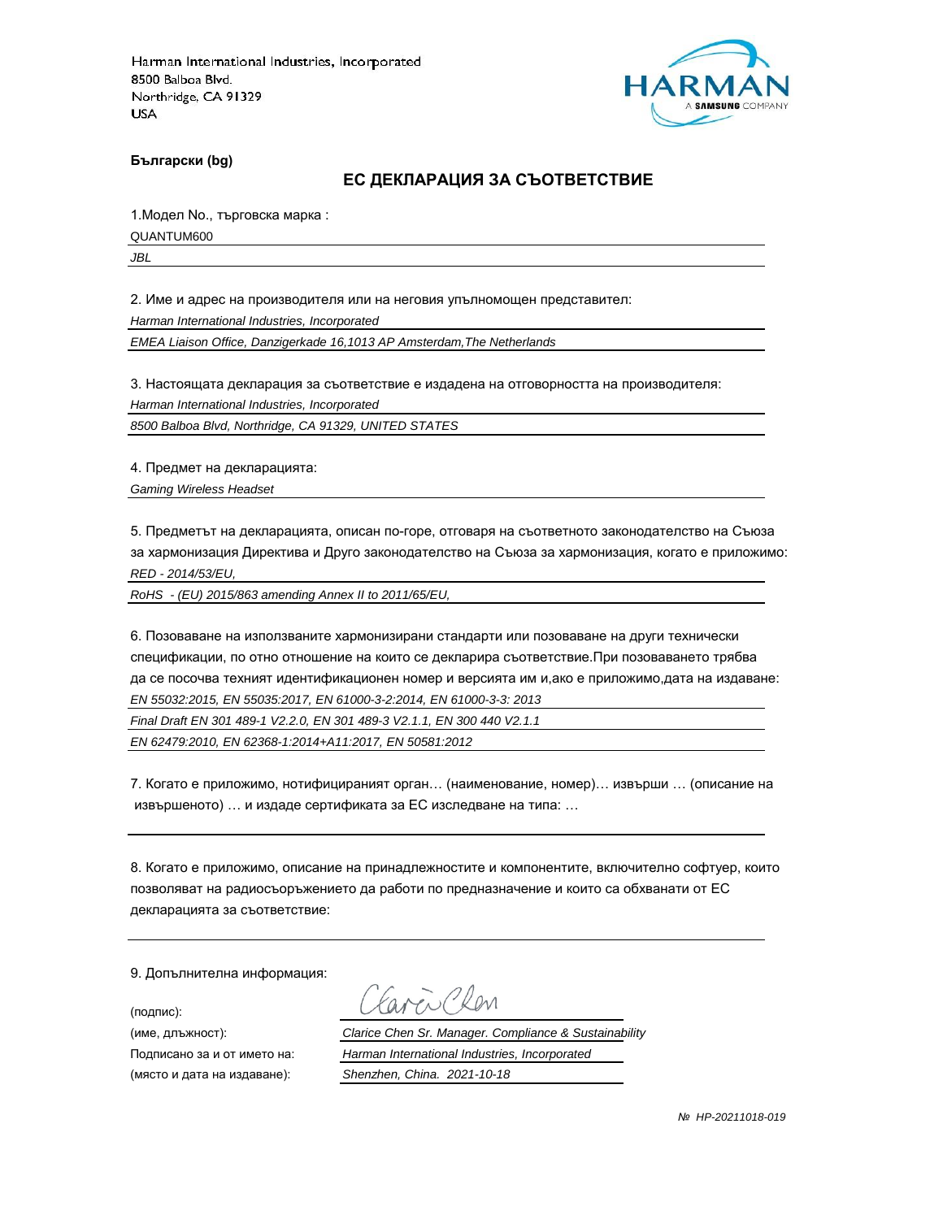Harman International Industries, Incorporated
8500 Balboa Blvd.
Northridge, CA 91329
USA

HARMAN
A SAMSUNG COMPANY

**Български (bg)**

## ЕС ДЕКЛАРАЦИЯ ЗА СЪОТВЕТСТВИЕ

1.Модел No., търговска марка :

QUANTUM600

*JBL*

2. Име и адрес на производителя или на неговия упълномощен представител:

*Harman International Industries, Incorporated*

*EMEA Liaison Office, Danzigerkade 16,1013 AP Amsterdam,The Netherlands*

3. Настоящата декларация за съответствие е издадена на отговорността на производителя:

*Harman International Industries, Incorporated*

*8500 Balboa Blvd, Northridge, CA 91329, UNITED STATES*

4. Предмет на декларацията:

*Gaming Wireless Headset*

5. Предметът на декларацията, описан по-горе, отговаря на съответното законодателство на Съюза за хармонизация Директива и Друго законодателство на Съюза за хармонизация, когато е приложимо:

*RED - 2014/53/EU,*

*RoHS - (EU) 2015/863 amending Annex II to 2011/65/EU,*

6. Позоваване на използваните хармонизирани стандарти или позоваване на други технически спецификации, по отно отношение на които се декларира съответствие.При позоваването трябва да се посочва техният идентификационен номер и версията им и,ако е приложимо,дата на издаване:

*EN 55032:2015, EN 55035:2017, EN 61000-3-2:2014, EN 61000-3-3: 2013*

*Final Draft EN 301 489-1 V2.2.0, EN 301 489-3 V2.1.1, EN 300 440 V2.1.1*

*EN 62479:2010, EN 62368-1:2014+A11:2017, EN 50581:2012*

7. Когато е приложимо, нотифицираният орган… (наименование, номер)… извърши … (описание на извършеното) … и издаде сертификата за ЕС изследване на типа: …

8. Когато е приложимо, описание на принадлежностите и компонентите, включително софтуер, които позволяват на радиосъоръжението да работи по предназначение и които са обхванати от ЕС декларацията за съответствие:

9. Допълнителна информация:

(подпис):

(име, длъжност): *Clarice Chen Sr. Manager. Compliance & Sustainability*

Подписано за и от името на: *Harman International Industries, Incorporated*

(място и дата на издаване): *Shenzhen, China. 2021-10-18*

*№ HP-20211018-019*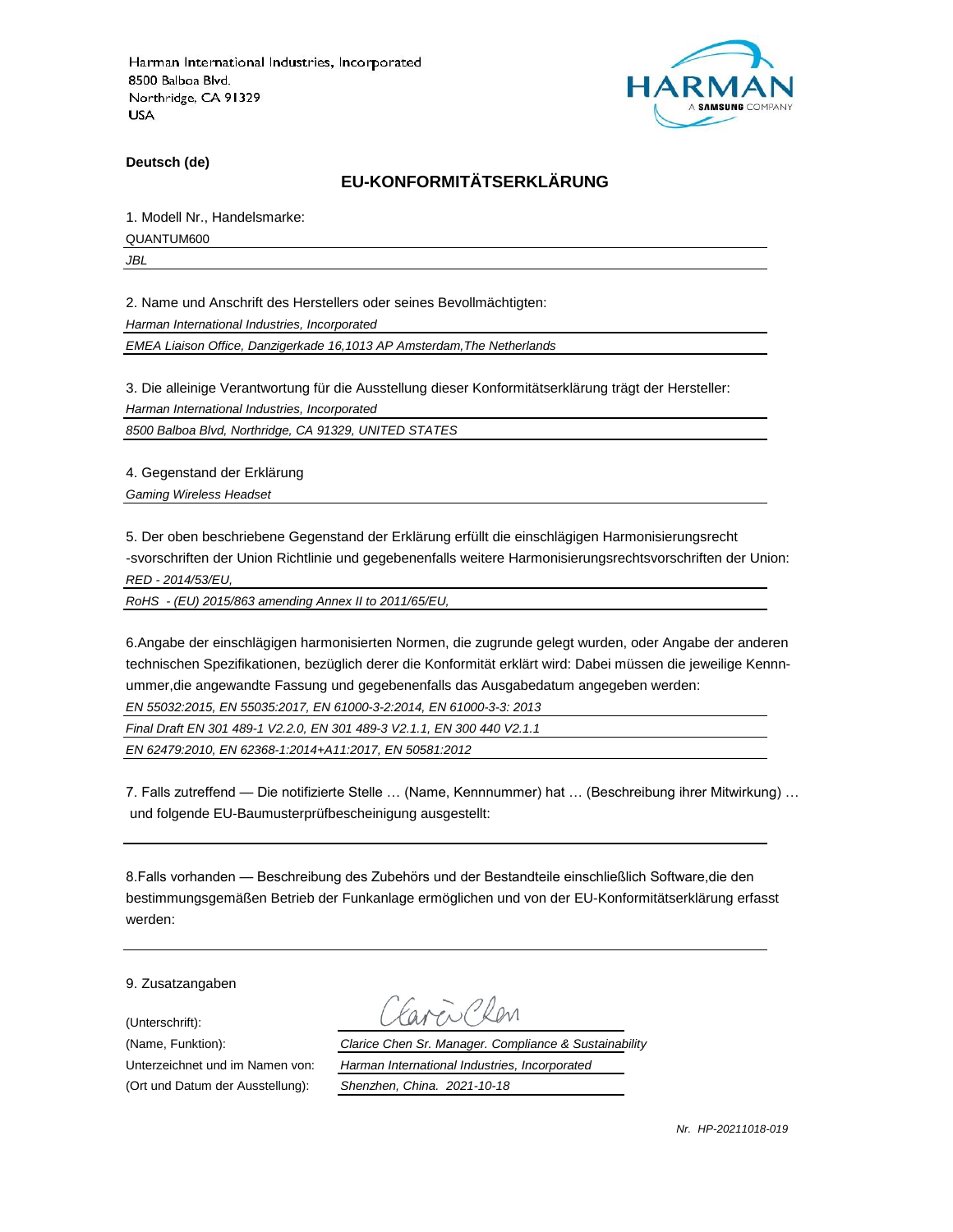Harman International Industries, Incorporated
8500 Balboa Blvd.
Northridge, CA 91329
USA

**Deutsch (de)**

## EU-KONFORMITÄTSERKLÄRUNG

1. Modell Nr., Handelsmarke:

QUANTUM600

*JBL*

2. Name und Anschrift des Herstellers oder seines Bevollmächtigten:

*Harman International Industries, Incorporated*

*EMEA Liaison Office, Danzigerkade 16,1013 AP Amsterdam,The Netherlands*

3. Die alleinige Verantwortung für die Ausstellung dieser Konformitätserklärung trägt der Hersteller:

*Harman International Industries, Incorporated*

*8500 Balboa Blvd, Northridge, CA 91329, UNITED STATES*

4. Gegenstand der Erklärung

*Gaming Wireless Headset*

5. Der oben beschriebene Gegenstand der Erklärung erfüllt die einschlägigen Harmonisierungsrecht -svorschriften der Union Richtlinie und gegebenenfalls weitere Harmonisierungsrechtsvorschriften der Union:

*RED - 2014/53/EU,*

*RoHS - (EU) 2015/863 amending Annex II to 2011/65/EU,*

6.Angabe der einschlägigen harmonisierten Normen, die zugrunde gelegt wurden, oder Angabe der anderen technischen Spezifikationen, bezüglich derer die Konformität erklärt wird: Dabei müssen die jeweilige Kennnummer,die angewandte Fassung und gegebenenfalls das Ausgabedatum angegeben werden:

*EN 55032:2015, EN 55035:2017, EN 61000-3-2:2014, EN 61000-3-3: 2013*

*Final Draft EN 301 489-1 V2.2.0, EN 301 489-3 V2.1.1, EN 300 440 V2.1.1*

*EN 62479:2010, EN 62368-1:2014+A11:2017, EN 50581:2012*

7. Falls zutreffend — Die notifizierte Stelle … (Name, Kennnummer) hat … (Beschreibung ihrer Mitwirkung) … und folgende EU-Baumusterprüfbescheinigung ausgestellt:

8.Falls vorhanden — Beschreibung des Zubehörs und der Bestandteile einschließlich Software,die den bestimmungsgemäßen Betrieb der Funkanlage ermöglichen und von der EU-Konformitätserklärung erfasst werden:

9. Zusatzangaben

(Unterschrift): Clarice Chen

(Name, Funktion): *Clarice Chen Sr. Manager. Compliance & Sustainability*

Unterzeichnet und im Namen von: *Harman International Industries, Incorporated*

(Ort und Datum der Ausstellung): *Shenzhen, China. 2021-10-18*

*Nr. HP-20211018-019*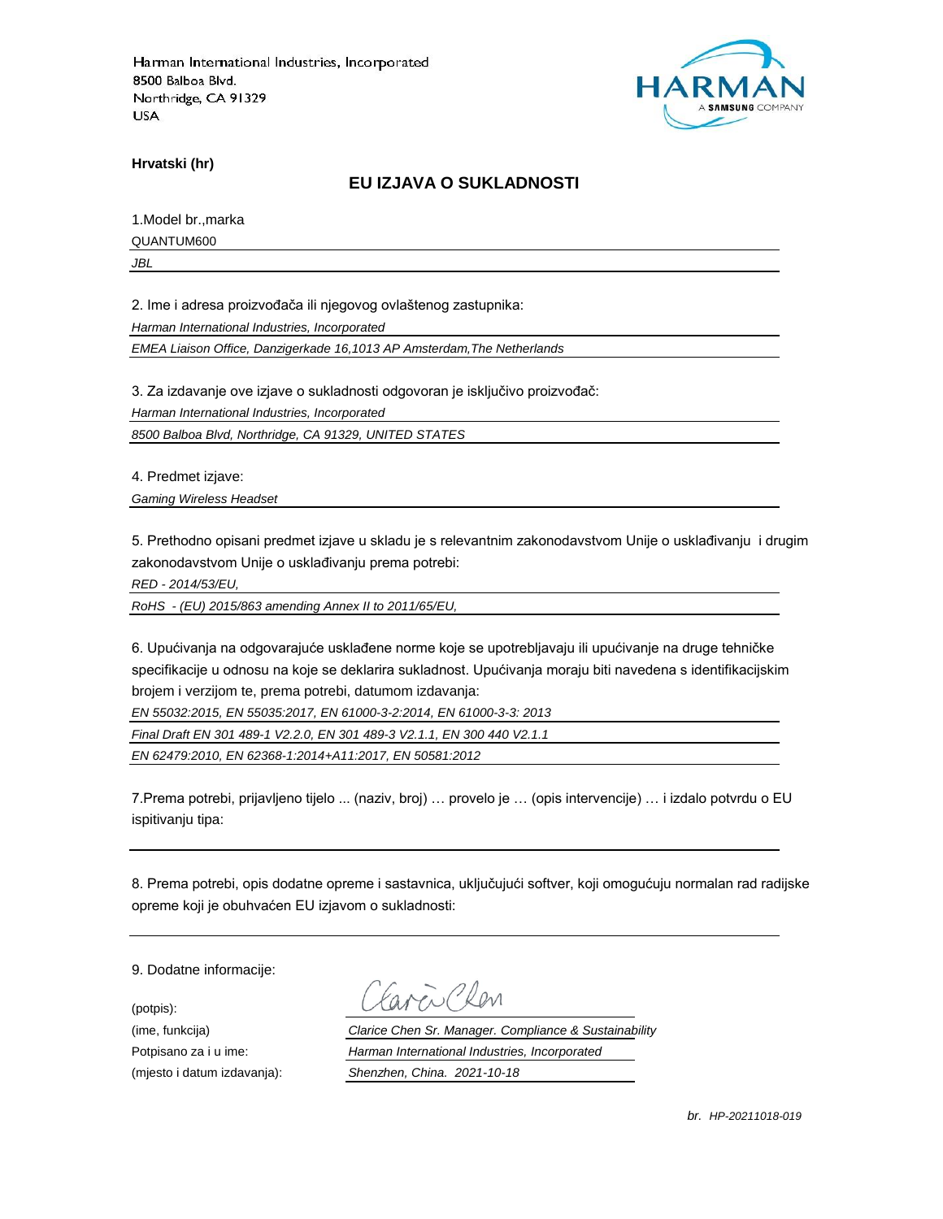Harman International Industries, Incorporated
8500 Balboa Blvd.
Northridge, CA 91329
USA

**Hrvatski (hr)**

## EU IZJAVA O SUKLADNOSTI

1.Model br.,marka

QUANTUM600

*JBL*

2. Ime i adresa proizvođača ili njegovog ovlaštenog zastupnika:

*Harman International Industries, Incorporated*

*EMEA Liaison Office, Danzigerkade 16,1013 AP Amsterdam,The Netherlands*

3. Za izdavanje ove izjave o sukladnosti odgovoran je isključivo proizvođač:

*Harman International Industries, Incorporated*

*8500 Balboa Blvd, Northridge, CA 91329, UNITED STATES*

4. Predmet izjave:

*Gaming Wireless Headset*

5. Prethodno opisani predmet izjave u skladu je s relevantnim zakonodavstvom Unije o usklađivanju i drugim zakonodavstvom Unije o usklađivanju prema potrebi:

*RED - 2014/53/EU,*

*RoHS - (EU) 2015/863 amending Annex II to 2011/65/EU,*

6. Upućivanja na odgovarajuće usklađene norme koje se upotrebljavaju ili upućivanje na druge tehničke specifikacije u odnosu na koje se deklarira sukladnost. Upućivanja moraju biti navedena s identifikacijskim brojem i verzijom te, prema potrebi, datumom izdavanja:

*EN 55032:2015, EN 55035:2017, EN 61000-3-2:2014, EN 61000-3-3: 2013*

*Final Draft EN 301 489-1 V2.2.0, EN 301 489-3 V2.1.1, EN 300 440 V2.1.1*

*EN 62479:2010, EN 62368-1:2014+A11:2017, EN 50581:2012*

7.Prema potrebi, prijavljeno tijelo ... (naziv, broj) … provelo je … (opis intervencije) … i izdalo potvrdu o EU ispitivanju tipa:

8. Prema potrebi, opis dodatne opreme i sastavnica, uključujući softver, koji omogućuju normalan rad radijske opreme koji je obuhvaćen EU izjavom o sukladnosti:

9. Dodatne informacije:

(potpis):

(ime, funkcija): *Clarice Chen Sr. Manager. Compliance & Sustainability*

Potpisano za i u ime: *Harman International Industries, Incorporated*

(mjesto i datum izdavanja): *Shenzhen, China. 2021-10-18*

*br. HP-20211018-019*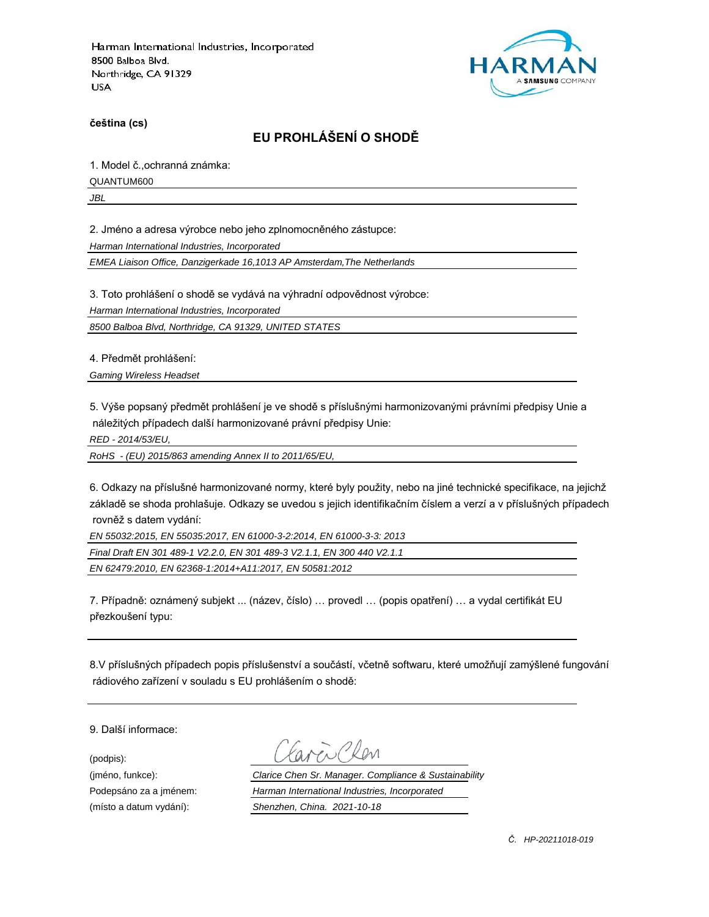Harman International Industries, Incorporated
8500 Balboa Blvd.
Northridge, CA 91329
USA

HARMAN
A SAMSUNG COMPANY

**čeština (cs)**

## EU PROHLÁŠENÍ O SHODĚ

1. Model č.,ochranná známka:

QUANTUM600

*JBL*

2. Jméno a adresa výrobce nebo jeho zplnomocněného zástupce:

*Harman International Industries, Incorporated*

*EMEA Liaison Office, Danzigerkade 16,1013 AP Amsterdam,The Netherlands*

3. Toto prohlášení o shodě se vydává na výhradní odpovědnost výrobce:

*Harman International Industries, Incorporated*

*8500 Balboa Blvd, Northridge, CA 91329, UNITED STATES*

4. Předmět prohlášení:

*Gaming Wireless Headset*

5. Výše popsaný předmět prohlášení je ve shodě s příslušnými harmonizovanými právními předpisy Unie a náležitých případech další harmonizované právní předpisy Unie:

*RED - 2014/53/EU,*

*RoHS - (EU) 2015/863 amending Annex II to 2011/65/EU,*

6. Odkazy na příslušné harmonizované normy, které byly použity, nebo na jiné technické specifikace, na jejichž základě se shoda prohlašuje. Odkazy se uvedou s jejich identifikačním číslem a verzí a v příslušných případech rovněž s datem vydání:

*EN 55032:2015, EN 55035:2017, EN 61000-3-2:2014, EN 61000-3-3: 2013*

*Final Draft EN 301 489-1 V2.2.0, EN 301 489-3 V2.1.1, EN 300 440 V2.1.1*

*EN 62479:2010, EN 62368-1:2014+A11:2017, EN 50581:2012*

7. Případně: oznámený subjekt ... (název, číslo) … provedl … (popis opatření) … a vydal certifikát EU přezkoušení typu:

8.V příslušných případech popis příslušenství a součástí, včetně softwaru, které umožňují zamýšlené fungování rádiového zařízení v souladu s EU prohlášením o shodě:

9. Další informace:

(podpis): Clarice Chen

(jméno, funkce): *Clarice Chen Sr. Manager. Compliance & Sustainability*

Podepsáno za a jménem: *Harman International Industries, Incorporated*

(místo a datum vydání): *Shenzhen, China. 2021-10-18*

*Č. HP-20211018-019*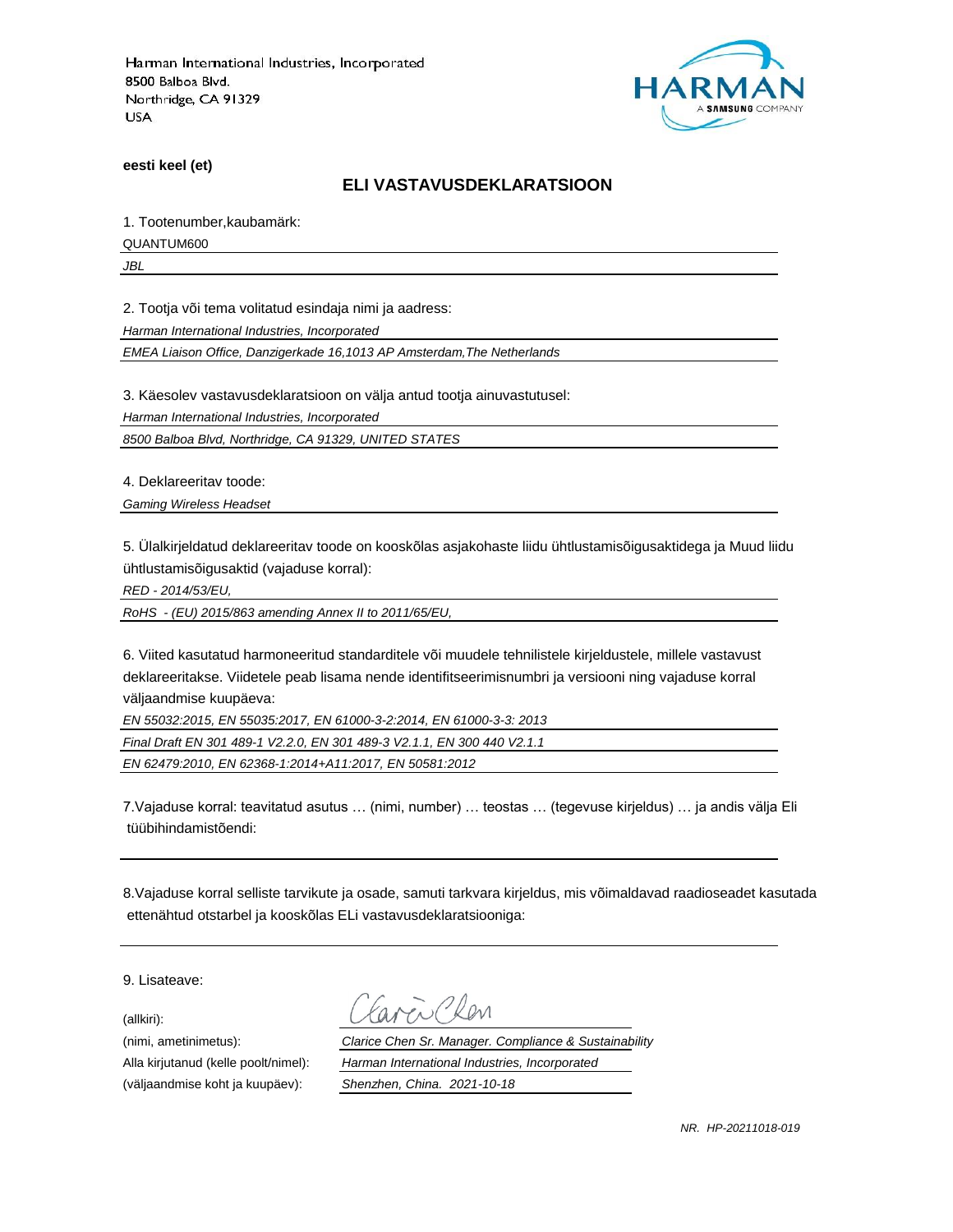Harman International Industries, Incorporated
8500 Balboa Blvd.
Northridge, CA 91329
USA

**eesti keel (et)**

## ELI VASTAVUSDEKLARATSIOON

1. Tootenumber,kaubamärk:

QUANTUM600

*JBL*

2. Tootja või tema volitatud esindaja nimi ja aadress:

*Harman International Industries, Incorporated*

*EMEA Liaison Office, Danzigerkade 16,1013 AP Amsterdam,The Netherlands*

3. Käesolev vastavusdeklaratsioon on välja antud tootja ainuvastutusel:

*Harman International Industries, Incorporated*

*8500 Balboa Blvd, Northridge, CA 91329, UNITED STATES*

4. Deklareeritav toode:

*Gaming Wireless Headset*

5. Ülalkirjeldatud deklareeritav toode on kooskõlas asjakohaste liidu ühtlustamisõigusaktidega ja Muud liidu ühtlustamisõigusaktid (vajaduse korral):

*RED - 2014/53/EU,*

*RoHS - (EU) 2015/863 amending Annex II to 2011/65/EU,*

6. Viited kasutatud harmoneeritud standarditele või muudele tehnilistele kirjeldustele, millele vastavust deklareeritakse. Viidetele peab lisama nende identifitseerimisnumbri ja versiooni ning vajaduse korral väljaandmise kuupäeva:

*EN 55032:2015, EN 55035:2017, EN 61000-3-2:2014, EN 61000-3-3: 2013*

*Final Draft EN 301 489-1 V2.2.0, EN 301 489-3 V2.1.1, EN 300 440 V2.1.1*

*EN 62479:2010, EN 62368-1:2014+A11:2017, EN 50581:2012*

7.Vajaduse korral: teavitatud asutus … (nimi, number) … teostas … (tegevuse kirjeldus) … ja andis välja Eli tüübihindamistõendi:

8.Vajaduse korral selliste tarvikute ja osade, samuti tarkvara kirjeldus, mis võimaldavad raadioseadet kasutada ettenähtud otstarbel ja kooskõlas ELi vastavusdeklaratsiooniga:

9. Lisateave:

(allkiri): Clarice Chen

(nimi, ametinimetus): *Clarice Chen Sr. Manager. Compliance & Sustainability*

Alla kirjutanud (kelle poolt/nimel): *Harman International Industries, Incorporated*

(väljaandmise koht ja kuupäev): *Shenzhen, China. 2021-10-18*

*NR. HP-20211018-019*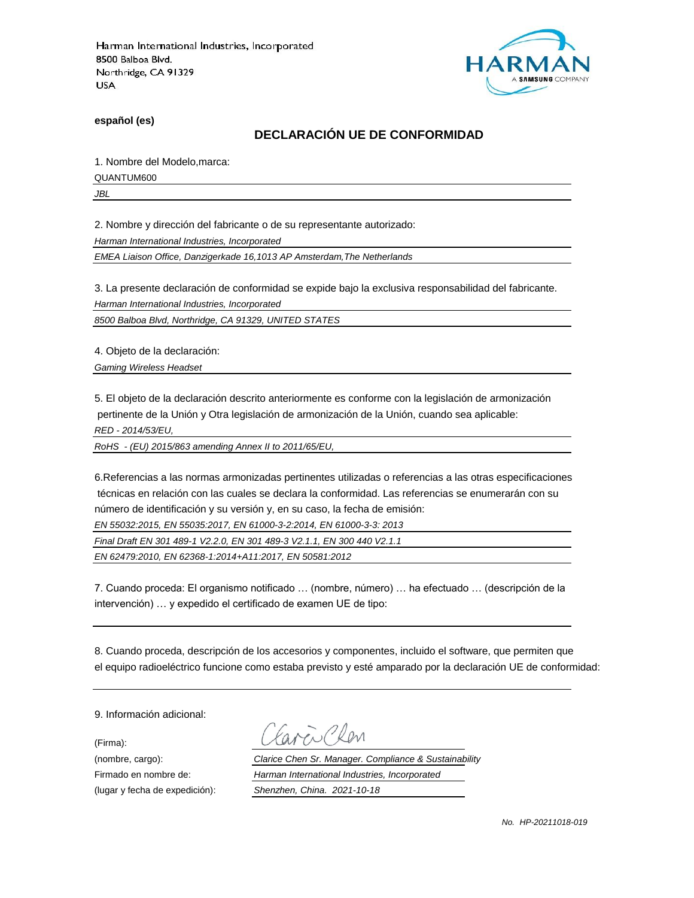Harman International Industries, Incorporated
8500 Balboa Blvd.
Northridge, CA 91329
USA

HARMAN
A SAMSUNG COMPANY

**español (es)**

## DECLARACIÓN UE DE CONFORMIDAD

1. Nombre del Modelo,marca:

QUANTUM600

*JBL*

2. Nombre y dirección del fabricante o de su representante autorizado:

*Harman International Industries, Incorporated*

*EMEA Liaison Office, Danzigerkade 16,1013 AP Amsterdam,The Netherlands*

3. La presente declaración de conformidad se expide bajo la exclusiva responsabilidad del fabricante.

*Harman International Industries, Incorporated*

*8500 Balboa Blvd, Northridge, CA 91329, UNITED STATES*

4. Objeto de la declaración:

*Gaming Wireless Headset*

5. El objeto de la declaración descrito anteriormente es conforme con la legislación de armonización pertinente de la Unión y Otra legislación de armonización de la Unión, cuando sea aplicable:

*RED - 2014/53/EU,*

*RoHS - (EU) 2015/863 amending Annex II to 2011/65/EU,*

6.Referencias a las normas armonizadas pertinentes utilizadas o referencias a las otras especificaciones técnicas en relación con las cuales se declara la conformidad. Las referencias se enumerarán con su número de identificación y su versión y, en su caso, la fecha de emisión:

*EN 55032:2015, EN 55035:2017, EN 61000-3-2:2014, EN 61000-3-3: 2013*

*Final Draft EN 301 489-1 V2.2.0, EN 301 489-3 V2.1.1, EN 300 440 V2.1.1*

*EN 62479:2010, EN 62368-1:2014+A11:2017, EN 50581:2012*

7. Cuando proceda: El organismo notificado … (nombre, número) … ha efectuado … (descripción de la intervención) … y expedido el certificado de examen UE de tipo:

8. Cuando proceda, descripción de los accesorios y componentes, incluido el software, que permiten que el equipo radioeléctrico funcione como estaba previsto y esté amparado por la declaración UE de conformidad:

9. Información adicional:

(Firma):

(nombre, cargo): *Clarice Chen Sr. Manager. Compliance & Sustainability*

Firmado en nombre de: *Harman International Industries, Incorporated*

(lugar y fecha de expedición): *Shenzhen, China. 2021-10-18*

*No. HP-20211018-019*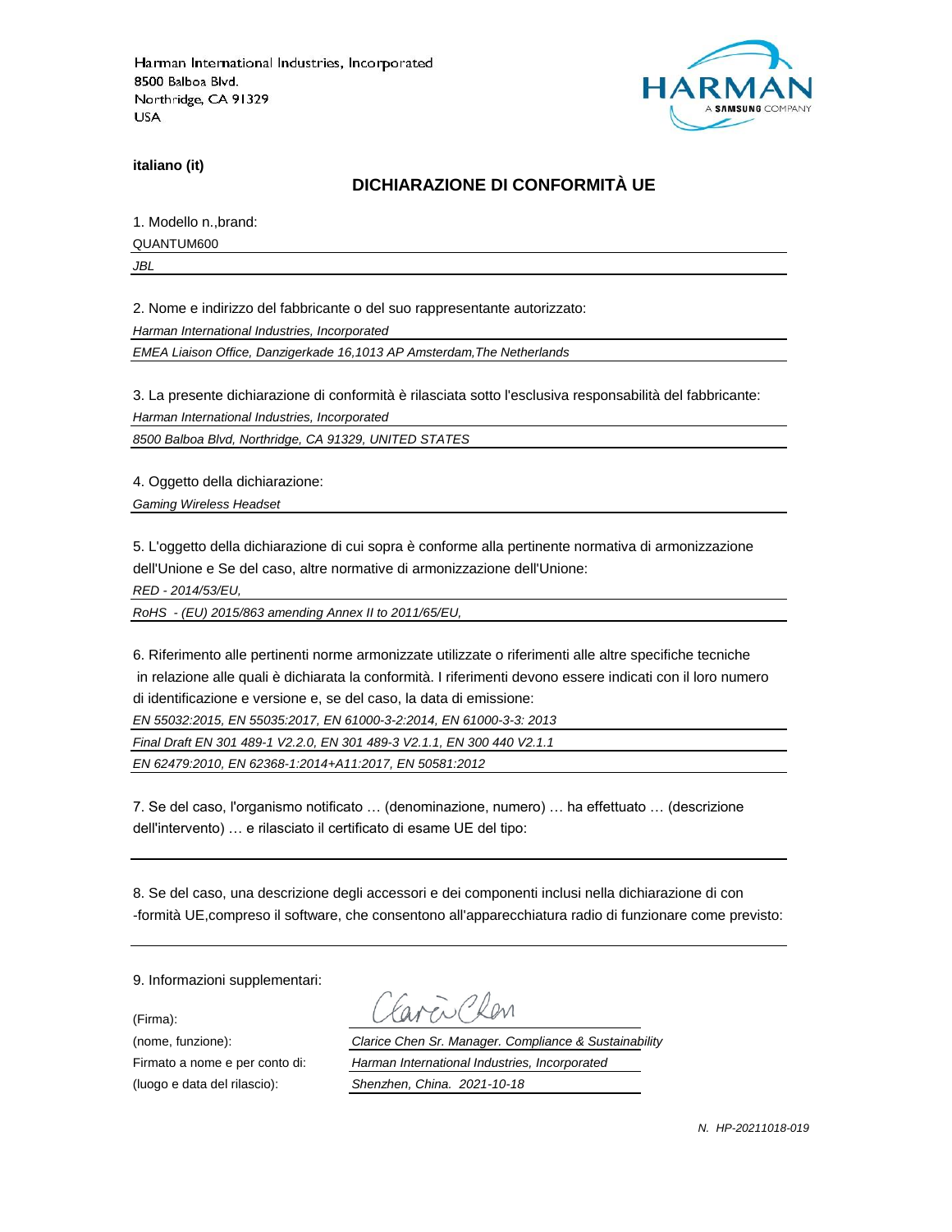Harman International Industries, Incorporated
8500 Balboa Blvd.
Northridge, CA 91329
USA

HARMAN
A SAMSUNG COMPANY

**italiano (it)**

## DICHIARAZIONE DI CONFORMITÀ UE

1. Modello n.,brand:

QUANTUM600

*JBL*

2. Nome e indirizzo del fabbricante o del suo rappresentante autorizzato:

*Harman International Industries, Incorporated*

*EMEA Liaison Office, Danzigerkade 16,1013 AP Amsterdam,The Netherlands*

3. La presente dichiarazione di conformità è rilasciata sotto l'esclusiva responsabilità del fabbricante:

*Harman International Industries, Incorporated*

*8500 Balboa Blvd, Northridge, CA 91329, UNITED STATES*

4. Oggetto della dichiarazione:

*Gaming Wireless Headset*

5. L'oggetto della dichiarazione di cui sopra è conforme alla pertinente normativa di armonizzazione dell'Unione e Se del caso, altre normative di armonizzazione dell'Unione:

*RED - 2014/53/EU,*

*RoHS - (EU) 2015/863 amending Annex II to 2011/65/EU,*

6. Riferimento alle pertinenti norme armonizzate utilizzate o riferimenti alle altre specifiche tecniche in relazione alle quali è dichiarata la conformità. I riferimenti devono essere indicati con il loro numero di identificazione e versione e, se del caso, la data di emissione:

*EN 55032:2015, EN 55035:2017, EN 61000-3-2:2014, EN 61000-3-3: 2013*

*Final Draft EN 301 489-1 V2.2.0, EN 301 489-3 V2.1.1, EN 300 440 V2.1.1*

*EN 62479:2010, EN 62368-1:2014+A11:2017, EN 50581:2012*

7. Se del caso, l'organismo notificato … (denominazione, numero) … ha effettuato … (descrizione dell'intervento) … e rilasciato il certificato di esame UE del tipo:

8. Se del caso, una descrizione degli accessori e dei componenti inclusi nella dichiarazione di con -formità UE,compreso il software, che consentono all'apparecchiatura radio di funzionare come previsto:

9. Informazioni supplementari:

(Firma):

(nome, funzione): *Clarice Chen Sr. Manager. Compliance & Sustainability*

Firmato a nome e per conto di: *Harman International Industries, Incorporated*

(luogo e data del rilascio): *Shenzhen, China. 2021-10-18*

*N. HP-20211018-019*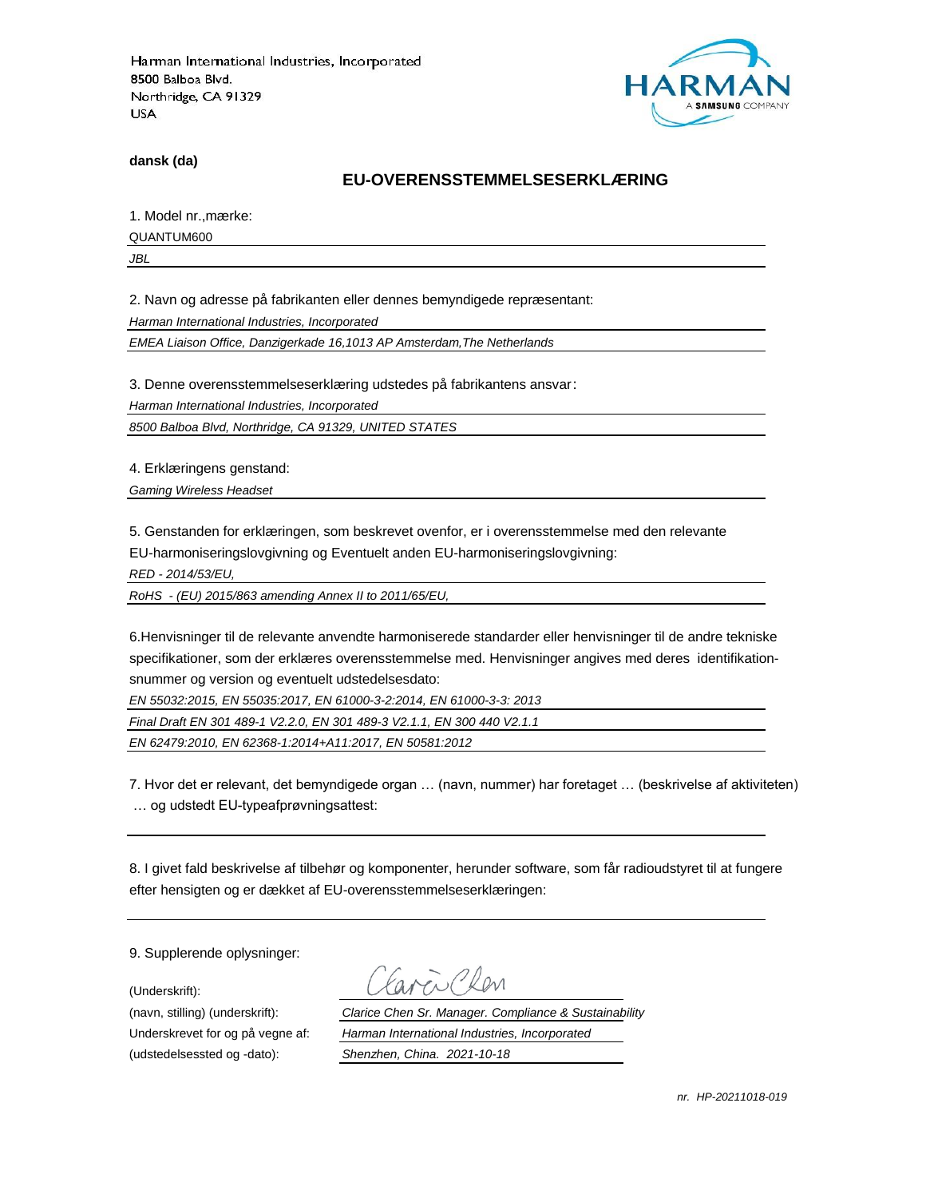Harman International Industries, Incorporated
8500 Balboa Blvd.
Northridge, CA 91329
USA

HARMAN
A SAMSUNG COMPANY

**dansk (da)**

## EU-OVERENSSTEMMELSESERKLÆRING

1. Model nr.,mærke:

QUANTUM600

*JBL*

2. Navn og adresse på fabrikanten eller dennes bemyndigede repræsentant:

*Harman International Industries, Incorporated*

*EMEA Liaison Office, Danzigerkade 16,1013 AP Amsterdam,The Netherlands*

3. Denne overensstemmelseserklæring udstedes på fabrikantens ansvar:

*Harman International Industries, Incorporated*

*8500 Balboa Blvd, Northridge, CA 91329, UNITED STATES*

4. Erklæringens genstand:

*Gaming Wireless Headset*

5. Genstanden for erklæringen, som beskrevet ovenfor, er i overensstemmelse med den relevante EU-harmoniseringslovgivning og Eventuelt anden EU-harmoniseringslovgivning:

*RED - 2014/53/EU,*

*RoHS - (EU) 2015/863 amending Annex II to 2011/65/EU,*

6.Henvisninger til de relevante anvendte harmoniserede standarder eller henvisninger til de andre tekniske specifikationer, som der erklæres overensstemmelse med. Henvisninger angives med deres identifikation-snummer og version og eventuelt udstedelsesdato:

*EN 55032:2015, EN 55035:2017, EN 61000-3-2:2014, EN 61000-3-3: 2013*

*Final Draft EN 301 489-1 V2.2.0, EN 301 489-3 V2.1.1, EN 300 440 V2.1.1*

*EN 62479:2010, EN 62368-1:2014+A11:2017, EN 50581:2012*

7. Hvor det er relevant, det bemyndigede organ … (navn, nummer) har foretaget … (beskrivelse af aktiviteten) … og udstedt EU-typeafprøvningsattest:

8. I givet fald beskrivelse af tilbehør og komponenter, herunder software, som får radioudstyret til at fungere efter hensigten og er dækket af EU-overensstemmelseserklæringen:

9. Supplerende oplysninger:

(Underskrift): Clarice Chen

(navn, stilling) (underskrift): *Clarice Chen Sr. Manager. Compliance & Sustainability*

Underskrevet for og på vegne af: *Harman International Industries, Incorporated*

(udstedelsessted og -dato): *Shenzhen, China. 2021-10-18*

*nr. HP-20211018-019*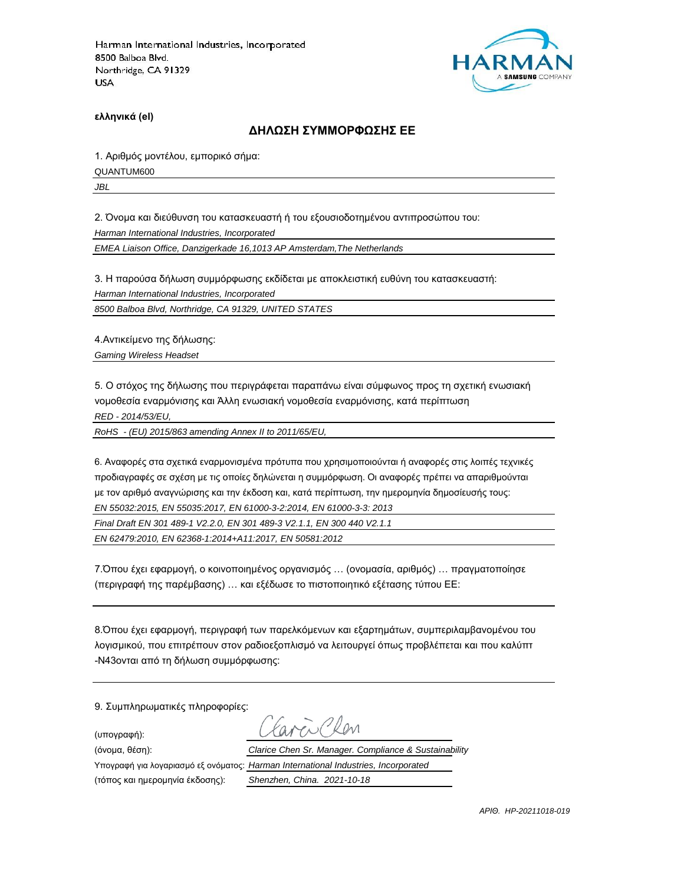Harman International Industries, Incorporated
8500 Balboa Blvd.
Northridge, CA 91329
USA

HARMAN
A SAMSUNG COMPANY

**ελληνικά (el)**

## ΔΗΛΩΣΗ ΣΥΜΜΟΡΦΩΣΗΣ ΕΕ

1. Αριθμός μοντέλου, εμπορικό σήμα:

QUANTUM600

*JBL*

2. Όνομα και διεύθυνση του κατασκευαστή ή του εξουσιοδοτημένου αντιπροσώπου του:

*Harman International Industries, Incorporated*

*EMEA Liaison Office, Danzigerkade 16,1013 AP Amsterdam,The Netherlands*

3. Η παρούσα δήλωση συμμόρφωσης εκδίδεται με αποκλειστική ευθύνη του κατασκευαστή:

*Harman International Industries, Incorporated*

*8500 Balboa Blvd, Northridge, CA 91329, UNITED STATES*

4.Αντικείμενο της δήλωσης:

*Gaming Wireless Headset*

5. Ο στόχος της δήλωσης που περιγράφεται παραπάνω είναι σύμφωνος προς τη σχετική ενωσιακή νομοθεσία εναρμόνισης και Άλλη ενωσιακή νομοθεσία εναρμόνισης, κατά περίπτωση

*RED - 2014/53/EU,*

*RoHS - (EU) 2015/863 amending Annex II to 2011/65/EU,*

6. Αναφορές στα σχετικά εναρμονισμένα πρότυπα που χρησιμοποιούνται ή αναφορές στις λοιπές τεχνικές προδιαγραφές σε σχέση με τις οποίες δηλώνεται η συμμόρφωση. Οι αναφορές πρέπει να απαριθμούνται με τον αριθμό αναγνώρισης και την έκδοση και, κατά περίπτωση, την ημερομηνία δημοσίευσής τους:

*EN 55032:2015, EN 55035:2017, EN 61000-3-2:2014, EN 61000-3-3: 2013*

*Final Draft EN 301 489-1 V2.2.0, EN 301 489-3 V2.1.1, EN 300 440 V2.1.1*

*EN 62479:2010, EN 62368-1:2014+A11:2017, EN 50581:2012*

7.Όπου έχει εφαρμογή, ο κοινοποιημένος οργανισμός … (ονομασία, αριθμός) … πραγματοποίησε (περιγραφή της παρέμβασης) … και εξέδωσε το πιστοποιητικό εξέτασης τύπου ΕΕ:

8.Όπου έχει εφαρμογή, περιγραφή των παρελκόμενων και εξαρτημάτων, συμπεριλαμβανομένου του λογισμικού, που επιτρέπουν στον ραδιοεξοπλισμό να λειτουργεί όπως προβλέπεται και που καλύπτ -N43ονται από τη δήλωση συμμόρφωσης:

9. Συμπληρωματικές πληροφορίες:

(υπογραφή): Clarice Chen

(όνομα, θέση): *Clarice Chen Sr. Manager. Compliance & Sustainability*

Υπογραφή για λογαριασμό εξ ονόματος: *Harman International Industries, Incorporated*

(τόπος και ημερομηνία έκδοσης): *Shenzhen, China. 2021-10-18*

*ΑΡΙΘ. HP-20211018-019*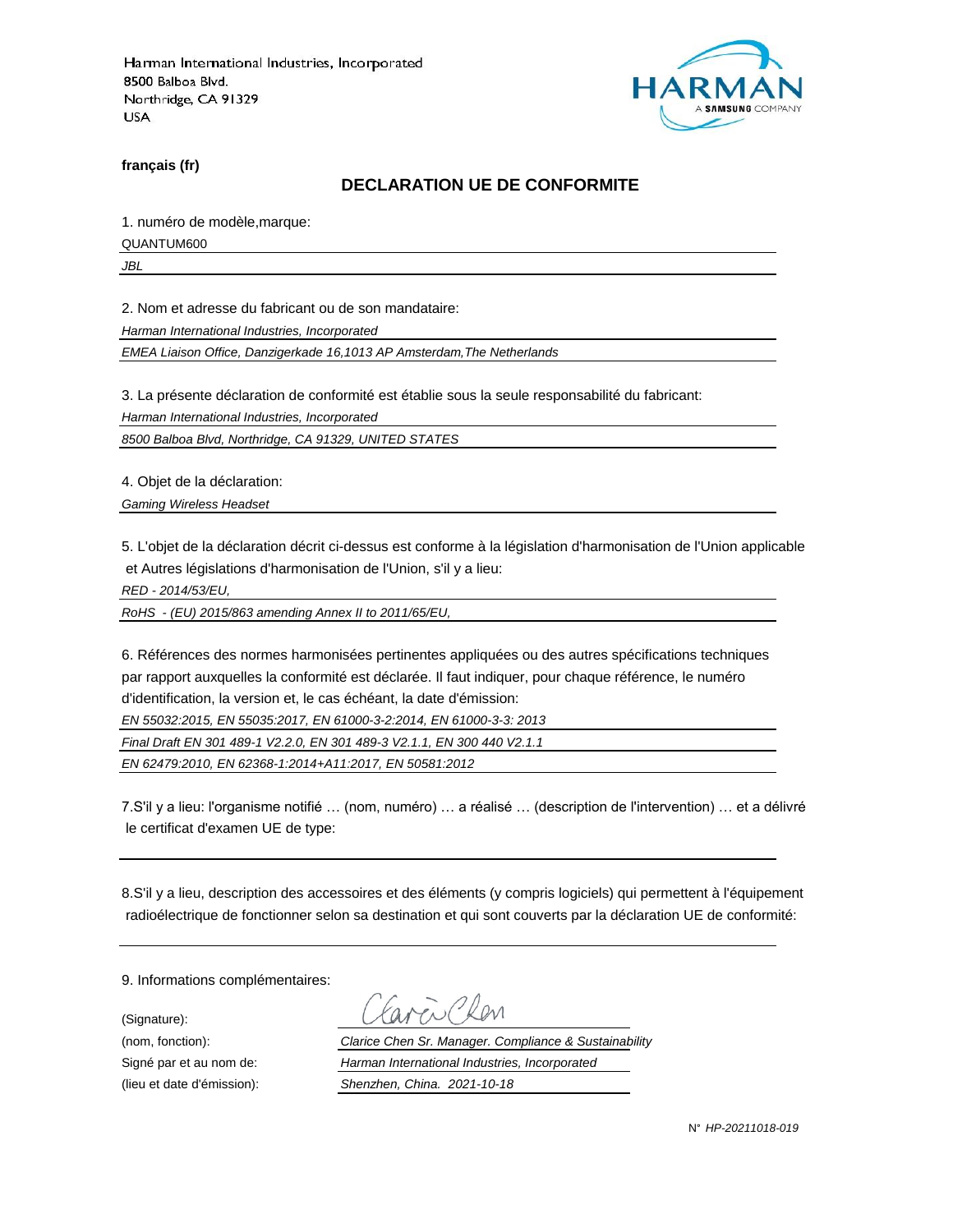Harman International Industries, Incorporated
8500 Balboa Blvd.
Northridge, CA 91329
USA

**français (fr)**

## DECLARATION UE DE CONFORMITE

1. numéro de modèle,marque:

QUANTUM600

*JBL*

2. Nom et adresse du fabricant ou de son mandataire:

*Harman International Industries, Incorporated*

*EMEA Liaison Office, Danzigerkade 16,1013 AP Amsterdam,The Netherlands*

3. La présente déclaration de conformité est établie sous la seule responsabilité du fabricant:

*Harman International Industries, Incorporated*

*8500 Balboa Blvd, Northridge, CA 91329, UNITED STATES*

4. Objet de la déclaration:

*Gaming Wireless Headset*

5. L'objet de la déclaration décrit ci-dessus est conforme à la législation d'harmonisation de l'Union applicable et Autres législations d'harmonisation de l'Union, s'il y a lieu:

*RED - 2014/53/EU,*

*RoHS - (EU) 2015/863 amending Annex II to 2011/65/EU,*

6. Références des normes harmonisées pertinentes appliquées ou des autres spécifications techniques par rapport auxquelles la conformité est déclarée. Il faut indiquer, pour chaque référence, le numéro d'identification, la version et, le cas échéant, la date d'émission:

*EN 55032:2015, EN 55035:2017, EN 61000-3-2:2014, EN 61000-3-3: 2013*

*Final Draft EN 301 489-1 V2.2.0, EN 301 489-3 V2.1.1, EN 300 440 V2.1.1*

*EN 62479:2010, EN 62368-1:2014+A11:2017, EN 50581:2012*

7.S'il y a lieu: l'organisme notifié … (nom, numéro) … a réalisé … (description de l'intervention) … et a délivré le certificat d'examen UE de type:

8.S'il y a lieu, description des accessoires et des éléments (y compris logiciels) qui permettent à l'équipement radioélectrique de fonctionner selon sa destination et qui sont couverts par la déclaration UE de conformité:

9. Informations complémentaires:

(Signature):

(nom, fonction): *Clarice Chen Sr. Manager. Compliance & Sustainability*

Signé par et au nom de: *Harman International Industries, Incorporated*

(lieu et date d'émission): *Shenzhen, China. 2021-10-18*

N° *HP-20211018-019*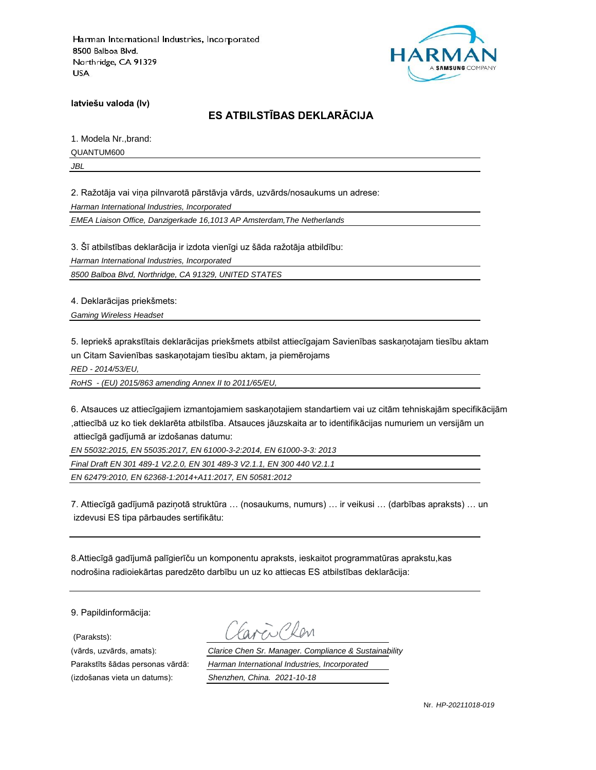Harman International Industries, Incorporated
8500 Balboa Blvd.
Northridge, CA 91329
USA

HARMAN
A SAMSUNG COMPANY

**latviešu valoda (lv)**

## ES ATBILSTĪBAS DEKLARĀCIJA

1. Modela Nr.,brand:

QUANTUM600

*JBL*

2. Ražotāja vai viņa pilnvarotā pārstāvja vārds, uzvārds/nosaukums un adrese:

*Harman International Industries, Incorporated*

*EMEA Liaison Office, Danzigerkade 16,1013 AP Amsterdam,The Netherlands*

3. Šī atbilstības deklarācija ir izdota vienīgi uz šāda ražotāja atbildību:

*Harman International Industries, Incorporated*

*8500 Balboa Blvd, Northridge, CA 91329, UNITED STATES*

4. Deklarācijas priekšmets:

*Gaming Wireless Headset*

5. Iepriekš aprakstītais deklarācijas priekšmets atbilst attiecīgajam Savienības saskaņotajam tiesību aktam un Citam Savienības saskaņotajam tiesību aktam, ja piemērojams

*RED - 2014/53/EU,*

*RoHS - (EU) 2015/863 amending Annex II to 2011/65/EU,*

6. Atsauces uz attiecīgajiem izmantojamiem saskaņotajiem standartiem vai uz citām tehniskajām specifikācijām ,attiecībā uz ko tiek deklarēta atbilstība. Atsauces jāuzskaita ar to identifikācijas numuriem un versijām un attiecīgā gadījumā ar izdošanas datumu:

*EN 55032:2015, EN 55035:2017, EN 61000-3-2:2014, EN 61000-3-3: 2013*

*Final Draft EN 301 489-1 V2.2.0, EN 301 489-3 V2.1.1, EN 300 440 V2.1.1*

*EN 62479:2010, EN 62368-1:2014+A11:2017, EN 50581:2012*

7. Attiecīgā gadījumā paziņotā struktūra … (nosaukums, numurs) … ir veikusi … (darbības apraksts) … un izdevusi ES tipa pārbaudes sertifikātu:

8.Attiecīgā gadījumā palīgierīču un komponentu apraksts, ieskaitot programmatūras aprakstu,kas nodrošina radioiekārtas paredzēto darbību un uz ko attiecas ES atbilstības deklarācija:

9. Papildinformācija:

(Paraksts): Clarice Chen

(vārds, uzvārds, amats): *Clarice Chen Sr. Manager. Compliance & Sustainability*

Parakstīts šādas personas vārdā: *Harman International Industries, Incorporated*

(izdošanas vieta un datums): *Shenzhen, China. 2021-10-18*

Nr. *HP-20211018-019*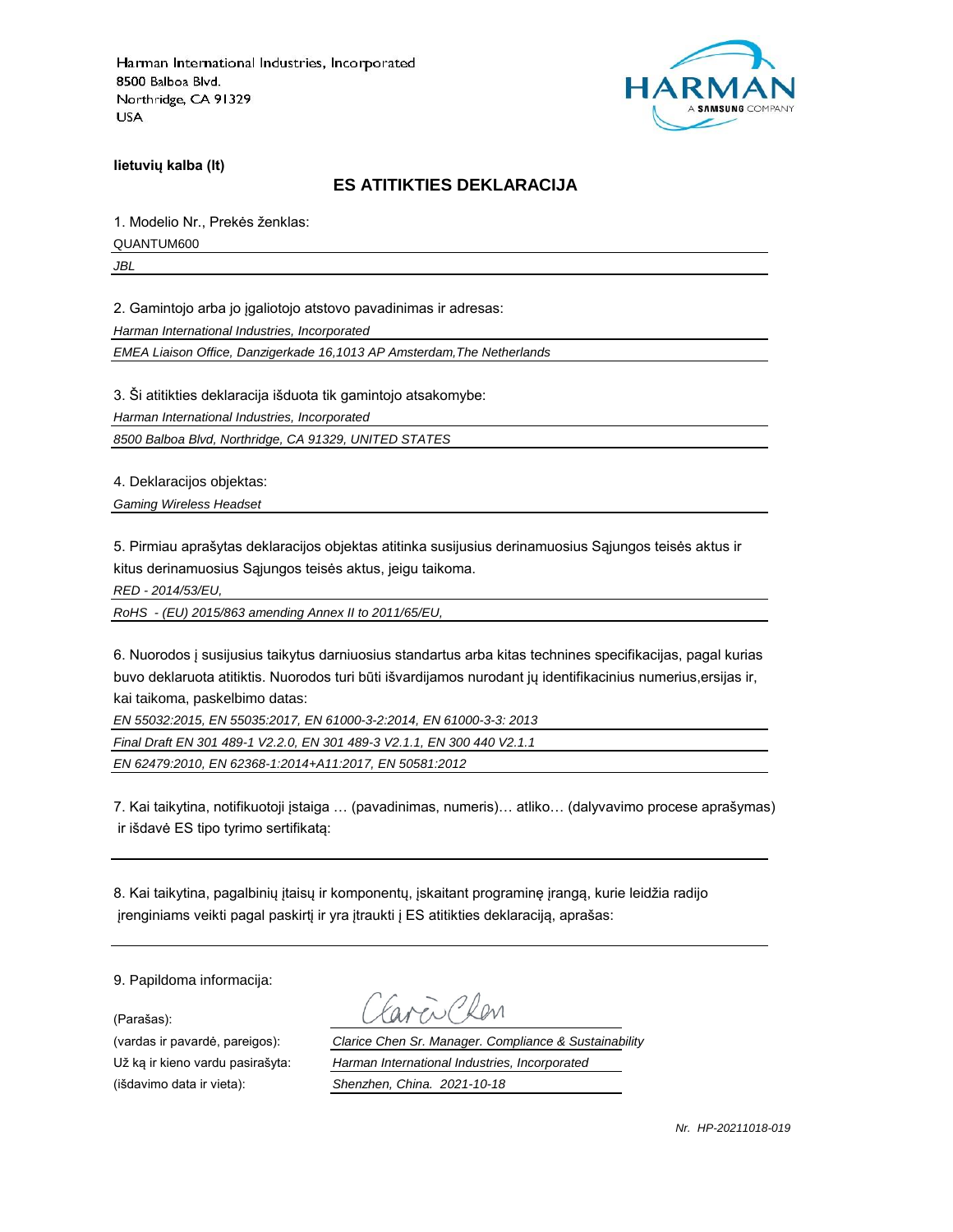Harman International Industries, Incorporated
8500 Balboa Blvd.
Northridge, CA 91329
USA

**lietuvių kalba (lt)**

## ES ATITIKTIES DEKLARACIJA

1. Modelio Nr., Prekės ženklas:

QUANTUM600

*JBL*

2. Gamintojo arba jo įgaliotojo atstovo pavadinimas ir adresas:

*Harman International Industries, Incorporated*

*EMEA Liaison Office, Danzigerkade 16,1013 AP Amsterdam,The Netherlands*

3. Ši atitikties deklaracija išduota tik gamintojo atsakomybe:

*Harman International Industries, Incorporated*

*8500 Balboa Blvd, Northridge, CA 91329, UNITED STATES*

4. Deklaracijos objektas:

*Gaming Wireless Headset*

5. Pirmiau aprašytas deklaracijos objektas atitinka susijusius derinamuosius Sąjungos teisės aktus ir kitus derinamuosius Sąjungos teisės aktus, jeigu taikoma.

*RED - 2014/53/EU,*

*RoHS - (EU) 2015/863 amending Annex II to 2011/65/EU,*

6. Nuorodos į susijusius taikytus darniuosius standartus arba kitas technines specifikacijas, pagal kurias buvo deklaruota atitiktis. Nuorodos turi būti išvardijamos nurodant jų identifikacinius numerius,ersijas ir, kai taikoma, paskelbimo datas:

*EN 55032:2015, EN 55035:2017, EN 61000-3-2:2014, EN 61000-3-3: 2013*

*Final Draft EN 301 489-1 V2.2.0, EN 301 489-3 V2.1.1, EN 300 440 V2.1.1*

*EN 62479:2010, EN 62368-1:2014+A11:2017, EN 50581:2012*

7. Kai taikytina, notifikuotoji įstaiga … (pavadinimas, numeris)… atliko… (dalyvavimo procese aprašymas) ir išdavė ES tipo tyrimo sertifikatą:

8. Kai taikytina, pagalbinių įtaisų ir komponentų, įskaitant programinę įrangą, kurie leidžia radijo įrenginiams veikti pagal paskirtį ir yra įtraukti į ES atitikties deklaraciją, aprašas:

9. Papildoma informacija:

(Parašas): Clarice Chen

(vardas ir pavardė, pareigos): *Clarice Chen Sr. Manager. Compliance & Sustainability*

Už ką ir kieno vardu pasirašyta: *Harman International Industries, Incorporated*

(išdavimo data ir vieta): *Shenzhen, China. 2021-10-18*

*Nr. HP-20211018-019*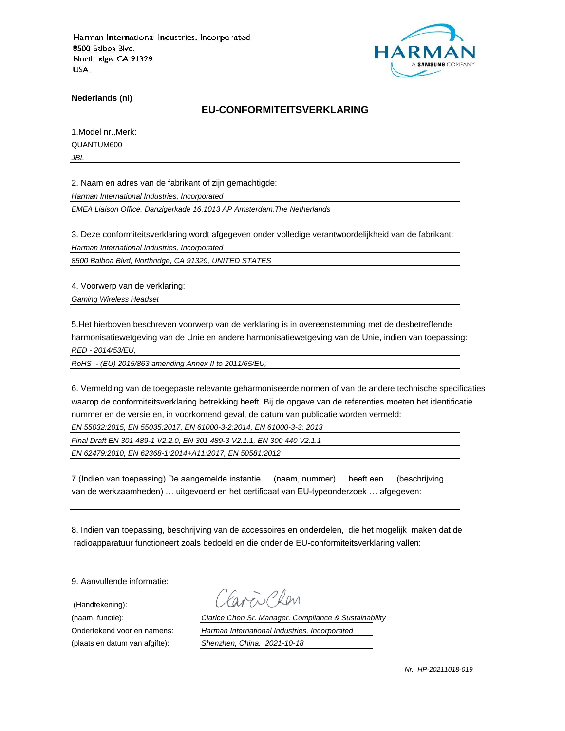Harman International Industries, Incorporated
8500 Balboa Blvd.
Northridge, CA 91329
USA

HARMAN
A SAMSUNG COMPANY

**Nederlands (nl)**

## EU-CONFORMITEITSVERKLARING

1.Model nr.,Merk:

QUANTUM600

*JBL*

2. Naam en adres van de fabrikant of zijn gemachtigde:

*Harman International Industries, Incorporated*

*EMEA Liaison Office, Danzigerkade 16,1013 AP Amsterdam,The Netherlands*

3. Deze conformiteitsverklaring wordt afgegeven onder volledige verantwoordelijkheid van de fabrikant:

*Harman International Industries, Incorporated*

*8500 Balboa Blvd, Northridge, CA 91329, UNITED STATES*

4. Voorwerp van de verklaring:

*Gaming Wireless Headset*

5.Het hierboven beschreven voorwerp van de verklaring is in overeenstemming met de desbetreffende harmonisatiewetgeving van de Unie en andere harmonisatiewetgeving van de Unie, indien van toepassing:

*RED - 2014/53/EU,*

*RoHS - (EU) 2015/863 amending Annex II to 2011/65/EU,*

6. Vermelding van de toegepaste relevante geharmoniseerde normen of van de andere technische specificaties waarop de conformiteitsverklaring betrekking heeft. Bij de opgave van de referenties moeten het identificatie nummer en de versie en, in voorkomend geval, de datum van publicatie worden vermeld:

*EN 55032:2015, EN 55035:2017, EN 61000-3-2:2014, EN 61000-3-3: 2013*

*Final Draft EN 301 489-1 V2.2.0, EN 301 489-3 V2.1.1, EN 300 440 V2.1.1*

*EN 62479:2010, EN 62368-1:2014+A11:2017, EN 50581:2012*

7.(Indien van toepassing) De aangemelde instantie … (naam, nummer) … heeft een … (beschrijving van de werkzaamheden) … uitgevoerd en het certificaat van EU-typeonderzoek … afgegeven:

8. Indien van toepassing, beschrijving van de accessoires en onderdelen, die het mogelijk maken dat de radioapparatuur functioneert zoals bedoeld en die onder de EU-conformiteitsverklaring vallen:

9. Aanvullende informatie:

(Handtekening):

(naam, functie): *Clarice Chen Sr. Manager. Compliance & Sustainability*

Ondertekend voor en namens: *Harman International Industries, Incorporated*

(plaats en datum van afgifte): *Shenzhen, China. 2021-10-18*

*Nr. HP-20211018-019*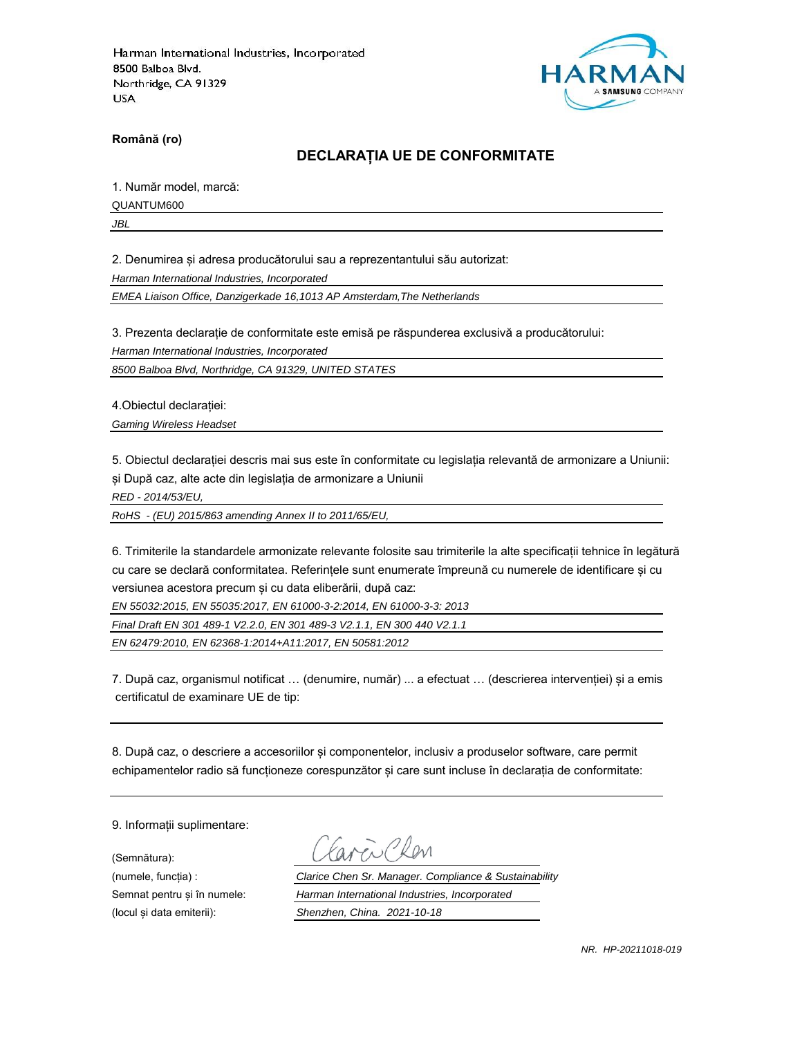Harman International Industries, Incorporated
8500 Balboa Blvd.
Northridge, CA 91329
USA

**Română (ro)**

## DECLARAȚIA UE DE CONFORMITATE

1. Număr model, marcă:

QUANTUM600

*JBL*

2. Denumirea și adresa producătorului sau a reprezentantului său autorizat:

*Harman International Industries, Incorporated*

*EMEA Liaison Office, Danzigerkade 16,1013 AP Amsterdam,The Netherlands*

3. Prezenta declarație de conformitate este emisă pe răspunderea exclusivă a producătorului:

*Harman International Industries, Incorporated*

*8500 Balboa Blvd, Northridge, CA 91329, UNITED STATES*

4.Obiectul declarației:

*Gaming Wireless Headset*

5. Obiectul declarației descris mai sus este în conformitate cu legislația relevantă de armonizare a Uniunii: și După caz, alte acte din legislația de armonizare a Uniunii

*RED - 2014/53/EU,*

*RoHS - (EU) 2015/863 amending Annex II to 2011/65/EU,*

6. Trimiterile la standardele armonizate relevante folosite sau trimiterile la alte specificații tehnice în legătură cu care se declară conformitatea. Referințele sunt enumerate împreună cu numerele de identificare și cu versiunea acestora precum și cu data eliberării, după caz:

*EN 55032:2015, EN 55035:2017, EN 61000-3-2:2014, EN 61000-3-3: 2013*

*Final Draft EN 301 489-1 V2.2.0, EN 301 489-3 V2.1.1, EN 300 440 V2.1.1*

*EN 62479:2010, EN 62368-1:2014+A11:2017, EN 50581:2012*

7. După caz, organismul notificat … (denumire, număr) ... a efectuat … (descrierea intervenției) și a emis certificatul de examinare UE de tip:

8. După caz, o descriere a accesoriilor și componentelor, inclusiv a produselor software, care permit echipamentelor radio să funcționeze corespunzător și care sunt incluse în declarația de conformitate:

9. Informații suplimentare:

(Semnătura):

(numele, funcția) : *Clarice Chen Sr. Manager. Compliance & Sustainability*

Semnat pentru și în numele: *Harman International Industries, Incorporated*

(locul și data emiterii): *Shenzhen, China. 2021-10-18*

*NR. HP-20211018-019*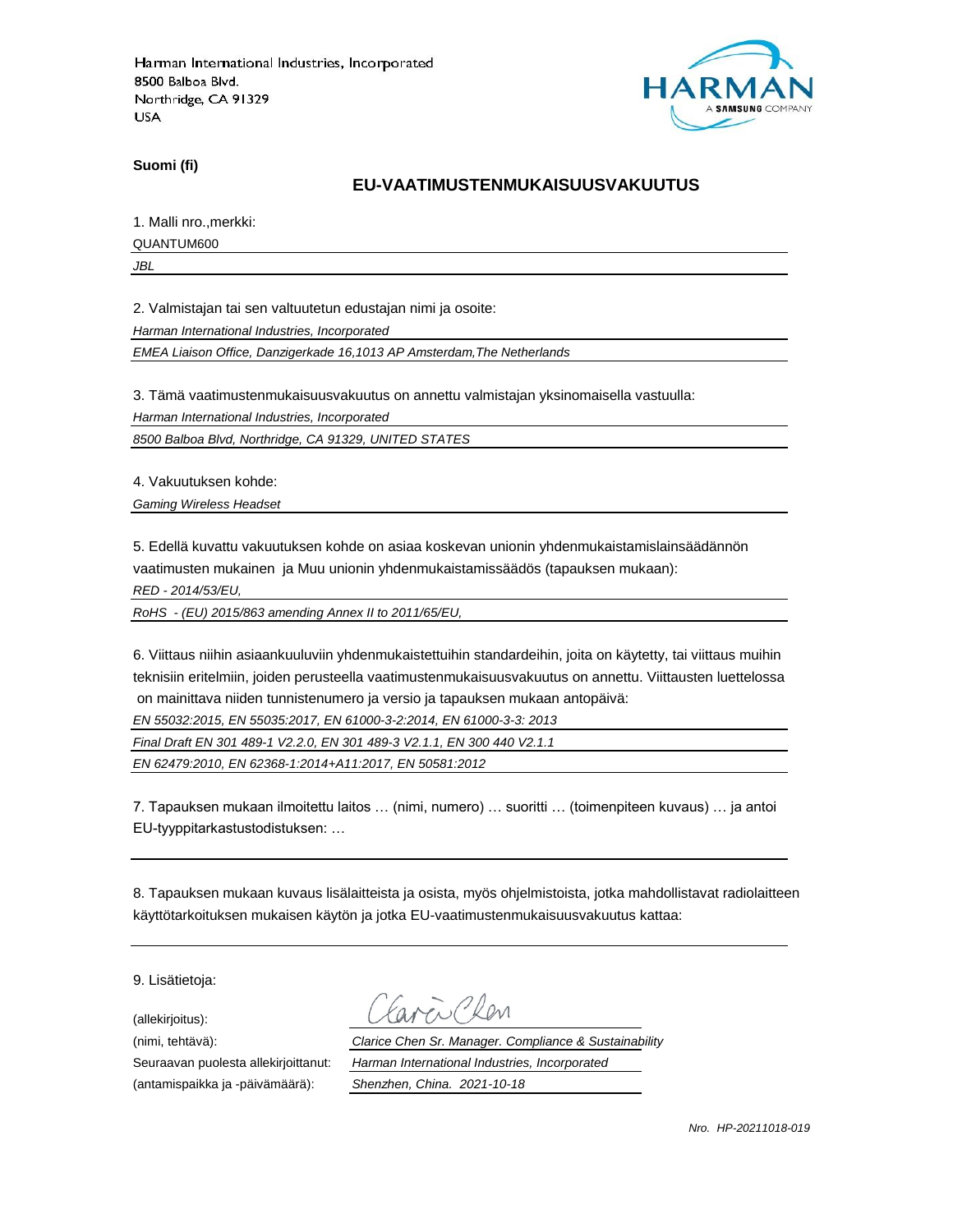Harman International Industries, Incorporated
8500 Balboa Blvd.
Northridge, CA 91329
USA

HARMAN
A SAMSUNG COMPANY

**Suomi (fi)**

## EU-VAATIMUSTENMUKAISUUSVAKUUTUS

1. Malli nro.,merkki:

QUANTUM600

*JBL*

2. Valmistajan tai sen valtuutetun edustajan nimi ja osoite:

*Harman International Industries, Incorporated*

*EMEA Liaison Office, Danzigerkade 16,1013 AP Amsterdam,The Netherlands*

3. Tämä vaatimustenmukaisuusvakuutus on annettu valmistajan yksinomaisella vastuulla:

*Harman International Industries, Incorporated*

*8500 Balboa Blvd, Northridge, CA 91329, UNITED STATES*

4. Vakuutuksen kohde:

*Gaming Wireless Headset*

5. Edellä kuvattu vakuutuksen kohde on asiaa koskevan unionin yhdenmukaistamislainsäädännön vaatimusten mukainen ja Muu unionin yhdenmukaistamissäädös (tapauksen mukaan):

*RED - 2014/53/EU,*

*RoHS - (EU) 2015/863 amending Annex II to 2011/65/EU,*

6. Viittaus niihin asiaankuuluviin yhdenmukaistettuihin standardeihin, joita on käytetty, tai viittaus muihin teknisiin eritelmiin, joiden perusteella vaatimustenmukaisuusvakuutus on annettu. Viittausten luettelossa on mainittava niiden tunnistenumero ja versio ja tapauksen mukaan antopäivä:

*EN 55032:2015, EN 55035:2017, EN 61000-3-2:2014, EN 61000-3-3: 2013*

*Final Draft EN 301 489-1 V2.2.0, EN 301 489-3 V2.1.1, EN 300 440 V2.1.1*

*EN 62479:2010, EN 62368-1:2014+A11:2017, EN 50581:2012*

7. Tapauksen mukaan ilmoitettu laitos … (nimi, numero) … suoritti … (toimenpiteen kuvaus) … ja antoi EU-tyyppitarkastustodistuksen: …

8. Tapauksen mukaan kuvaus lisälaitteista ja osista, myös ohjelmistoista, jotka mahdollistavat radiolaitteen käyttötarkoituksen mukaisen käytön ja jotka EU-vaatimustenmukaisuusvakuutus kattaa:

9. Lisätietoja:

(allekirjoitus): Clarice Chen

(nimi, tehtävä): *Clarice Chen Sr. Manager. Compliance & Sustainability*

Seuraavan puolesta allekirjoittanut: *Harman International Industries, Incorporated*

(antamispaikka ja -päivämäärä): *Shenzhen, China. 2021-10-18*

*Nro. HP-20211018-019*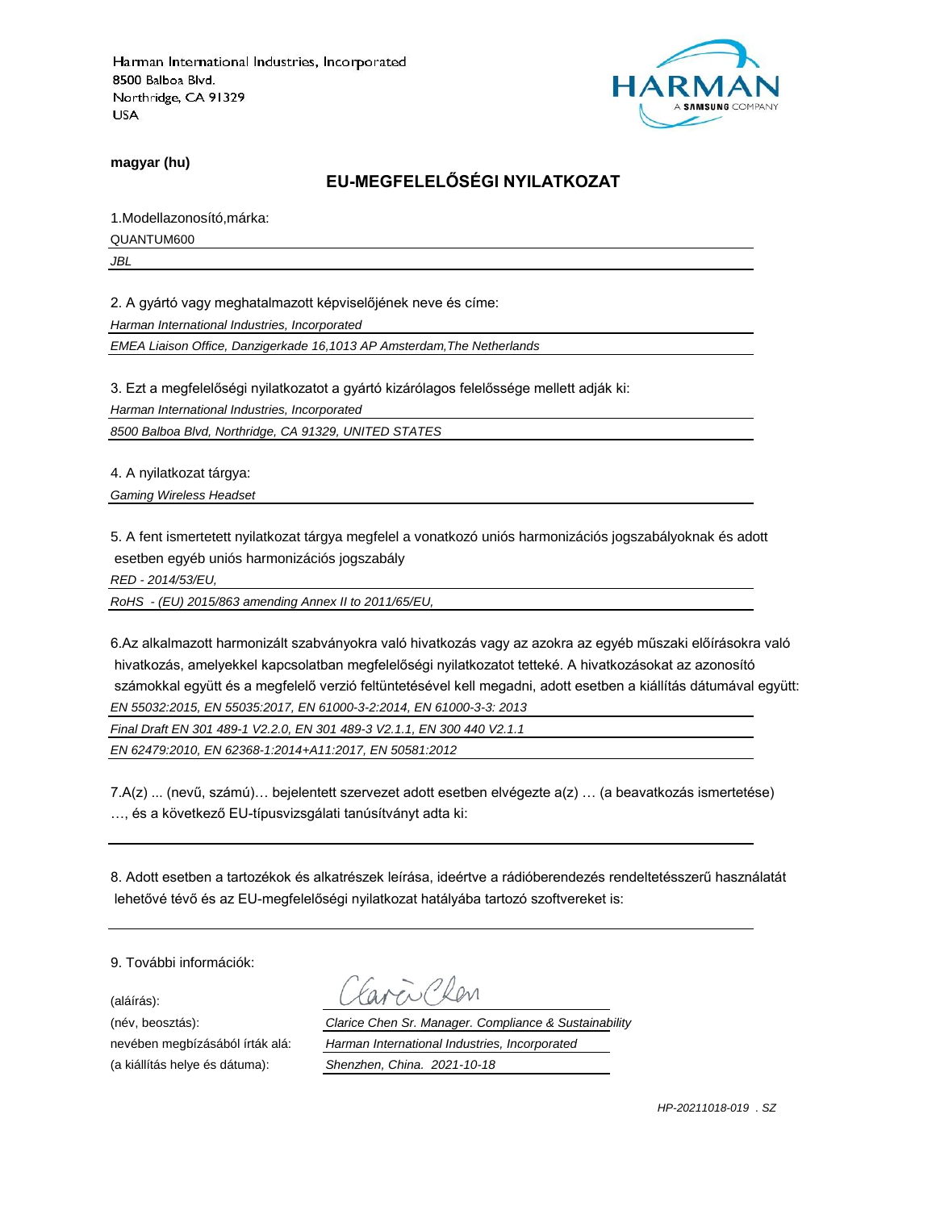Harman International Industries, Incorporated
8500 Balboa Blvd.
Northridge, CA 91329
USA

HARMAN
A SAMSUNG COMPANY

**magyar (hu)**

## EU-MEGFELELŐSÉGI NYILATKOZAT

1.Modellazonosító,márka:

QUANTUM600

*JBL*

2. A gyártó vagy meghatalmazott képviselőjének neve és címe:

*Harman International Industries, Incorporated*

*EMEA Liaison Office, Danzigerkade 16,1013 AP Amsterdam,The Netherlands*

3. Ezt a megfelelőségi nyilatkozatot a gyártó kizárólagos felelőssége mellett adják ki:

*Harman International Industries, Incorporated*

*8500 Balboa Blvd, Northridge, CA 91329, UNITED STATES*

4. A nyilatkozat tárgya:

*Gaming Wireless Headset*

5. A fent ismertetett nyilatkozat tárgya megfelel a vonatkozó uniós harmonizációs jogszabályoknak és adott esetben egyéb uniós harmonizációs jogszabály

*RED - 2014/53/EU,*

*RoHS - (EU) 2015/863 amending Annex II to 2011/65/EU,*

6.Az alkalmazott harmonizált szabványokra való hivatkozás vagy az azokra az egyéb műszaki előírásokra való hivatkozás, amelyekkel kapcsolatban megfelelőségi nyilatkozatot tetteké. A hivatkozásokat az azonosító számokkal együtt és a megfelelő verzió feltüntetésével kell megadni, adott esetben a kiállítás dátumával együtt:

*EN 55032:2015, EN 55035:2017, EN 61000-3-2:2014, EN 61000-3-3: 2013*

*Final Draft EN 301 489-1 V2.2.0, EN 301 489-3 V2.1.1, EN 300 440 V2.1.1*

*EN 62479:2010, EN 62368-1:2014+A11:2017, EN 50581:2012*

7.A(z) ... (nevű, számú)… bejelentett szervezet adott esetben elvégezte a(z) … (a beavatkozás ismertetése) …, és a következő EU-típusvizsgálati tanúsítványt adta ki:

8. Adott esetben a tartozékok és alkatrészek leírása, ideértve a rádióberendezés rendeltetésszerű használatát lehetővé tévő és az EU-megfelelőségi nyilatkozat hatályába tartozó szoftvereket is:

9. További információk:

(aláírás): Clarice Chen

(név, beosztás): *Clarice Chen Sr. Manager. Compliance & Sustainability*

nevében megbízásából írták alá: *Harman International Industries, Incorporated*

(a kiállítás helye és dátuma): *Shenzhen, China. 2021-10-18*

*HP-20211018-019 . SZ*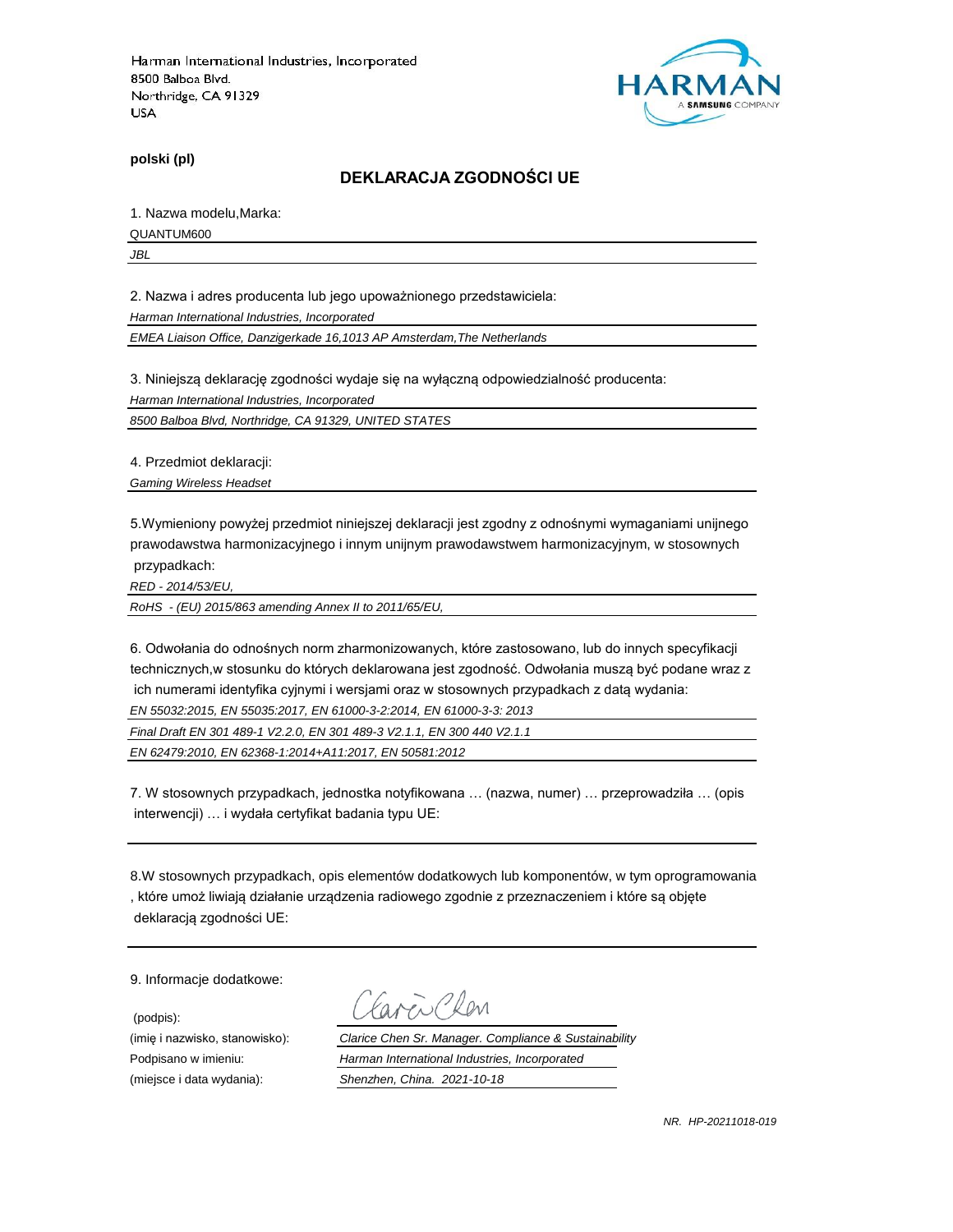Harman International Industries, Incorporated
8500 Balboa Blvd.
Northridge, CA 91329
USA

HARMAN
A SAMSUNG COMPANY

**polski (pl)**

## DEKLARACJA ZGODNOŚCI UE

1. Nazwa modelu,Marka:

QUANTUM600

*JBL*

2. Nazwa i adres producenta lub jego upoważnionego przedstawiciela:

*Harman International Industries, Incorporated*

*EMEA Liaison Office, Danzigerkade 16,1013 AP Amsterdam,The Netherlands*

3. Niniejszą deklarację zgodności wydaje się na wyłączną odpowiedzialność producenta:

*Harman International Industries, Incorporated*

*8500 Balboa Blvd, Northridge, CA 91329, UNITED STATES*

4. Przedmiot deklaracji:

*Gaming Wireless Headset*

5.Wymieniony powyżej przedmiot niniejszej deklaracji jest zgodny z odnośnymi wymaganiami unijnego prawodawstwa harmonizacyjnego i innym unijnym prawodawstwem harmonizacyjnym, w stosownych przypadkach:

*RED - 2014/53/EU,*

*RoHS - (EU) 2015/863 amending Annex II to 2011/65/EU,*

6. Odwołania do odnośnych norm zharmonizowanych, które zastosowano, lub do innych specyfikacji technicznych,w stosunku do których deklarowana jest zgodność. Odwołania muszą być podane wraz z ich numerami identyfika cyjnymi i wersjami oraz w stosownych przypadkach z datą wydania:

*EN 55032:2015, EN 55035:2017, EN 61000-3-2:2014, EN 61000-3-3: 2013*

*Final Draft EN 301 489-1 V2.2.0, EN 301 489-3 V2.1.1, EN 300 440 V2.1.1*

*EN 62479:2010, EN 62368-1:2014+A11:2017, EN 50581:2012*

7. W stosownych przypadkach, jednostka notyfikowana … (nazwa, numer) … przeprowadziła … (opis interwencji) … i wydała certyfikat badania typu UE:

8.W stosownych przypadkach, opis elementów dodatkowych lub komponentów, w tym oprogramowania , które umoż liwiają działanie urządzenia radiowego zgodnie z przeznaczeniem i które są objęte deklaracją zgodności UE:

9. Informacje dodatkowe:

(podpis):

(imię i nazwisko, stanowisko): *Clarice Chen Sr. Manager. Compliance & Sustainability*

Podpisano w imieniu: *Harman International Industries, Incorporated*

(miejsce i data wydania): *Shenzhen, China. 2021-10-18*

*NR. HP-20211018-019*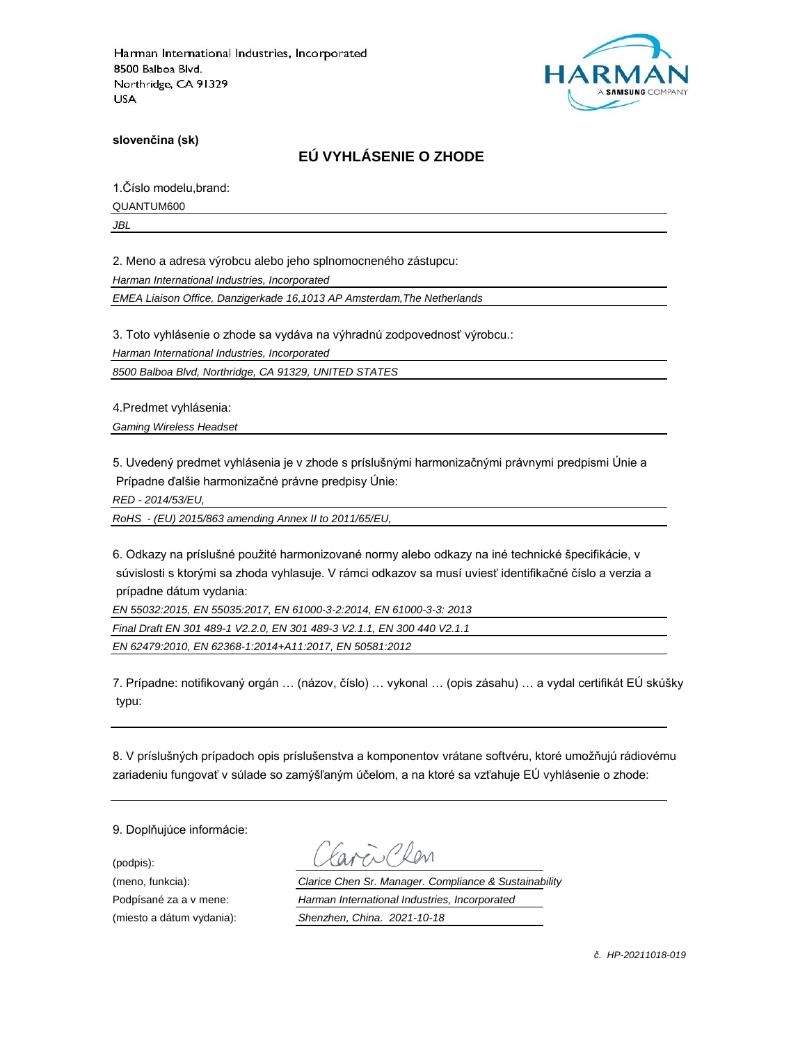Harman International Industries, Incorporated
8500 Balboa Blvd.
Northridge, CA 91329
USA

HARMAN
A SAMSUNG COMPANY

**slovenčina (sk)**

## EÚ VYHLÁSENIE O ZHODE

1.Číslo modelu,brand:

QUANTUM600

*JBL*

2. Meno a adresa výrobcu alebo jeho splnomocneného zástupcu:

*Harman International Industries, Incorporated*

*EMEA Liaison Office, Danzigerkade 16,1013 AP Amsterdam,The Netherlands*

3. Toto vyhlásenie o zhode sa vydáva na výhradnú zodpovednosť výrobcu.:

*Harman International Industries, Incorporated*

*8500 Balboa Blvd, Northridge, CA 91329, UNITED STATES*

4.Predmet vyhlásenia:

*Gaming Wireless Headset*

5. Uvedený predmet vyhlásenia je v zhode s príslušnými harmonizačnými právnymi predpismi Únie a Prípadne ďalšie harmonizačné právne predpisy Únie:

*RED - 2014/53/EU,*

*RoHS - (EU) 2015/863 amending Annex II to 2011/65/EU,*

6. Odkazy na príslušné použité harmonizované normy alebo odkazy na iné technické špecifikácie, v súvislosti s ktorými sa zhoda vyhlasuje. V rámci odkazov sa musí uviesť identifikačné číslo a verzia a prípadne dátum vydania:

*EN 55032:2015, EN 55035:2017, EN 61000-3-2:2014, EN 61000-3-3: 2013*

*Final Draft EN 301 489-1 V2.2.0, EN 301 489-3 V2.1.1, EN 300 440 V2.1.1*

*EN 62479:2010, EN 62368-1:2014+A11:2017, EN 50581:2012*

7. Prípadne: notifikovaný orgán … (názov, číslo) … vykonal … (opis zásahu) … a vydal certifikát EÚ skúšky typu:

8. V príslušných prípadoch opis príslušenstva a komponentov vrátane softvéru, ktoré umožňujú rádiovému zariadeniu fungovať v súlade so zamýšľaným účelom, a na ktoré sa vzťahuje EÚ vyhlásenie o zhode:

9. Doplňujúce informácie:

(podpis): Clarice Chen

(meno, funkcia): *Clarice Chen Sr. Manager. Compliance & Sustainability*

Podpísané za a v mene: *Harman International Industries, Incorporated*

(miesto a dátum vydania): *Shenzhen, China. 2021-10-18*

*č. HP-20211018-019*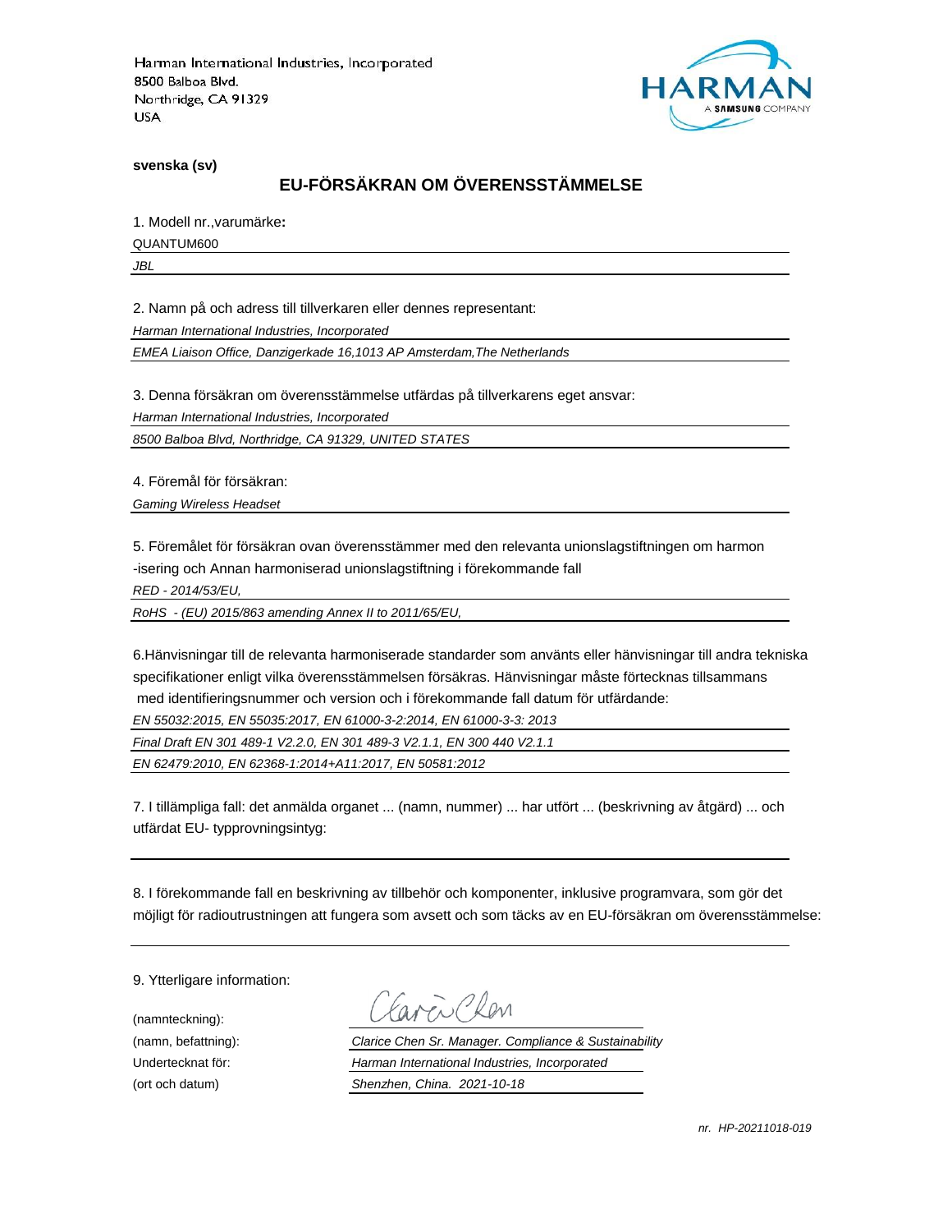Harman International Industries, Incorporated
8500 Balboa Blvd.
Northridge, CA 91329
USA

HARMAN
A SAMSUNG COMPANY

**svenska (sv)**

## EU-FÖRSÄKRAN OM ÖVERENSSTÄMMELSE

1. Modell nr.,varumärke**:**

QUANTUM600

*JBL*

2. Namn på och adress till tillverkaren eller dennes representant:

*Harman International Industries, Incorporated*

*EMEA Liaison Office, Danzigerkade 16,1013 AP Amsterdam,The Netherlands*

3. Denna försäkran om överensstämmelse utfärdas på tillverkarens eget ansvar:

*Harman International Industries, Incorporated*

*8500 Balboa Blvd, Northridge, CA 91329, UNITED STATES*

4. Föremål för försäkran:

*Gaming Wireless Headset*

5. Föremålet för försäkran ovan överensstämmer med den relevanta unionslagstiftningen om harmon -isering och Annan harmoniserad unionslagstiftning i förekommande fall

*RED - 2014/53/EU,*

*RoHS - (EU) 2015/863 amending Annex II to 2011/65/EU,*

6.Hänvisningar till de relevanta harmoniserade standarder som använts eller hänvisningar till andra tekniska specifikationer enligt vilka överensstämmelsen försäkras. Hänvisningar måste förtecknas tillsammans med identifieringsnummer och version och i förekommande fall datum för utfärdande:

*EN 55032:2015, EN 55035:2017, EN 61000-3-2:2014, EN 61000-3-3: 2013*

*Final Draft EN 301 489-1 V2.2.0, EN 301 489-3 V2.1.1, EN 300 440 V2.1.1*

*EN 62479:2010, EN 62368-1:2014+A11:2017, EN 50581:2012*

7. I tillämpliga fall: det anmälda organet ... (namn, nummer) ... har utfört ... (beskrivning av åtgärd) ... och utfärdat EU- typprovningsintyg:

8. I förekommande fall en beskrivning av tillbehör och komponenter, inklusive programvara, som gör det möjligt för radioutrustningen att fungera som avsett och som täcks av en EU-försäkran om överensstämmelse:

9. Ytterligare information:

(namnteckning): Clarice Chen

(namn, befattning): *Clarice Chen Sr. Manager. Compliance & Sustainability*

Undertecknat för: *Harman International Industries, Incorporated*

(ort och datum) *Shenzhen, China. 2021-10-18*

*nr. HP-20211018-019*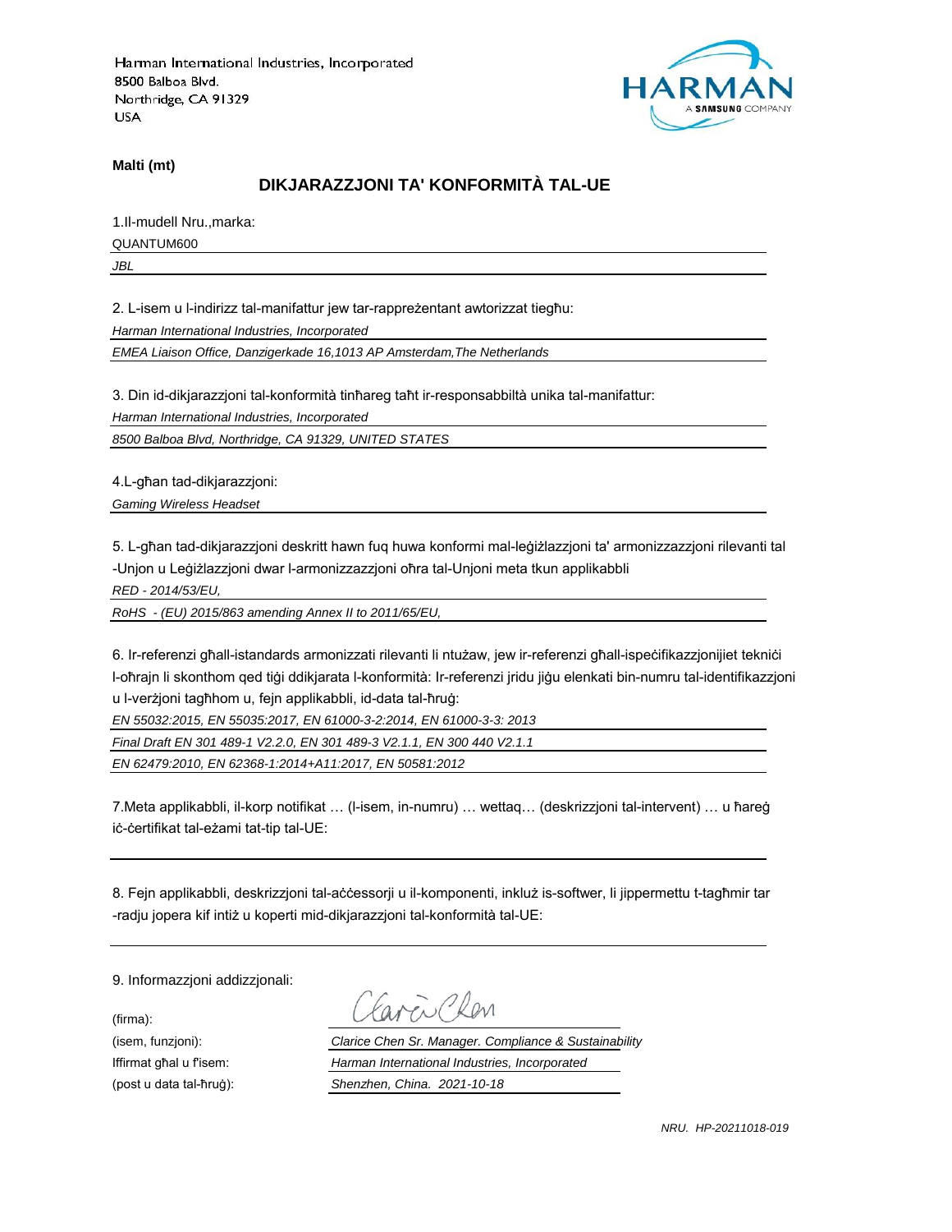Harman International Industries, Incorporated
8500 Balboa Blvd.
Northridge, CA 91329
USA

HARMAN
A SAMSUNG COMPANY

**Malti (mt)**

## DIKJARAZZJONI TA' KONFORMITÀ TAL-UE

1.Il-mudell Nru.,marka:

QUANTUM600

*JBL*

2. L-isem u l-indirizz tal-manifattur jew tar-rappreżentant awtorizzat tiegħu:

*Harman International Industries, Incorporated*

*EMEA Liaison Office, Danzigerkade 16,1013 AP Amsterdam,The Netherlands*

3. Din id-dikjarazzjoni tal-konformità tinħareg taħt ir-responsabbiltà unika tal-manifattur:

*Harman International Industries, Incorporated*

*8500 Balboa Blvd, Northridge, CA 91329, UNITED STATES*

4.L-għan tad-dikjarazzjoni:

*Gaming Wireless Headset*

5. L-għan tad-dikjarazzjoni deskritt hawn fuq huwa konformi mal-leġiżlazzjoni ta' armonizzazzjoni rilevanti tal -Unjon u Leġiżlazzjoni dwar l-armonizzazzjoni oħra tal-Unjoni meta tkun applikabbli

*RED - 2014/53/EU,*

*RoHS - (EU) 2015/863 amending Annex II to 2011/65/EU,*

6. Ir-referenzi għall-istandards armonizzati rilevanti li ntużaw, jew ir-referenzi għall-ispeċifikazzjonijiet tekniċi l-oħrajn li skonthom qed tiġi ddikjarata l-konformità: Ir-referenzi jridu jiġu elenkati bin-numru tal-identifikazzjoni u l-verżjoni tagħhom u, fejn applikabbli, id-data tal-ħruġ:

*EN 55032:2015, EN 55035:2017, EN 61000-3-2:2014, EN 61000-3-3: 2013*

*Final Draft EN 301 489-1 V2.2.0, EN 301 489-3 V2.1.1, EN 300 440 V2.1.1*

*EN 62479:2010, EN 62368-1:2014+A11:2017, EN 50581:2012*

7.Meta applikabbli, il-korp notifikat … (l-isem, in-numru) … wettaq… (deskrizzjoni tal-intervent) … u ħareġ iċ-ċertifikat tal-eżami tat-tip tal-UE:

8. Fejn applikabbli, deskrizzjoni tal-aċċessorji u il-komponenti, inkluż is-softwer, li jippermettu t-tagħmir tar -radju jopera kif intiż u koperti mid-dikjarazzjoni tal-konformità tal-UE:

9. Informazzjoni addizzjonali:

| | |
|---|---|
| (firma): | *Clarice Chen* |
| (isem, funzjoni): | *Clarice Chen Sr. Manager. Compliance & Sustainability* |
| Iffirmat għal u f'isem: | *Harman International Industries, Incorporated* |
| (post u data tal-ħruġ): | *Shenzhen, China. 2021-10-18* |

*NRU. HP-20211018-019*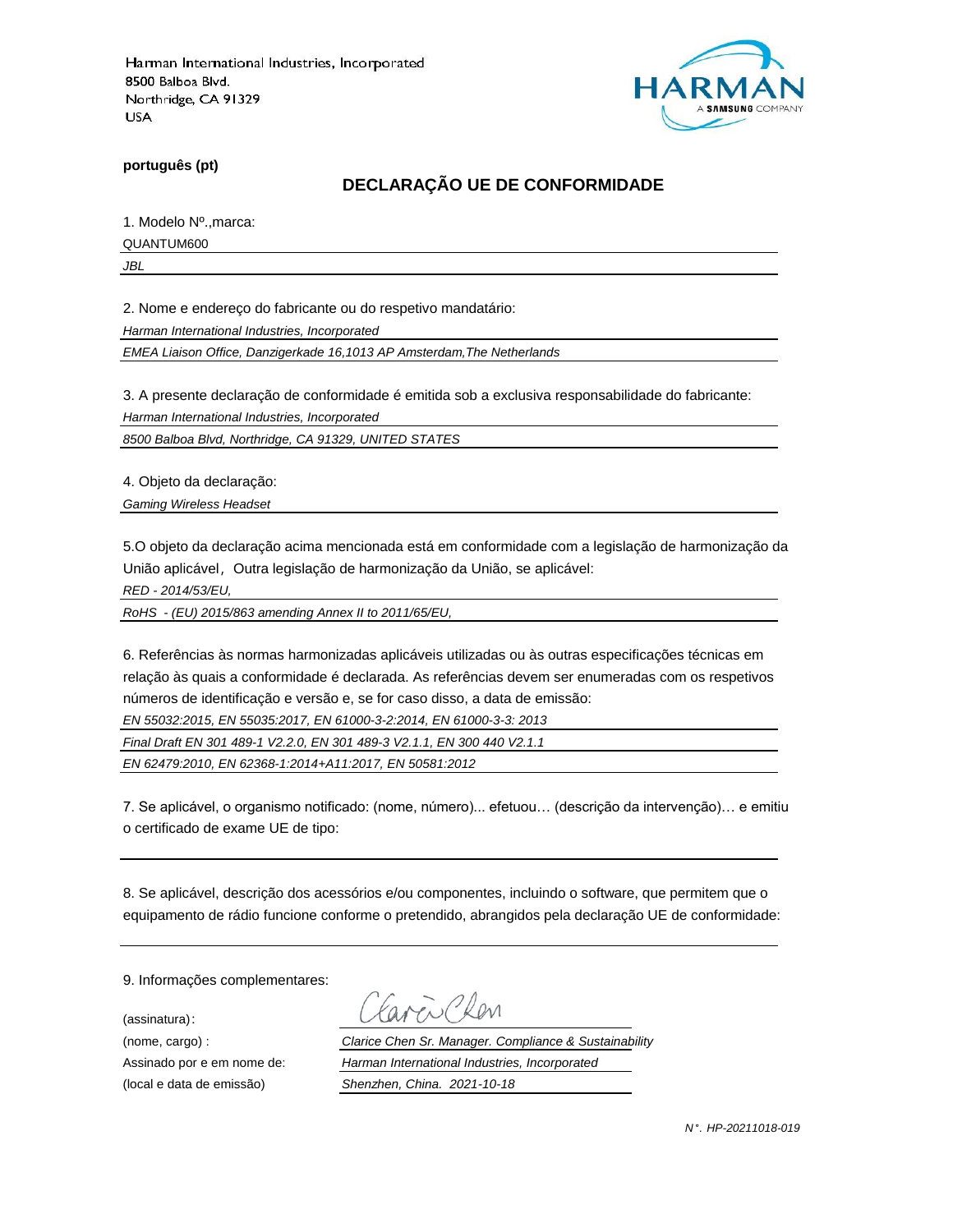Harman International Industries, Incorporated
8500 Balboa Blvd.
Northridge, CA 91329
USA

**português (pt)**

## DECLARAÇÃO UE DE CONFORMIDADE

1. Modelo Nº.,marca:

QUANTUM600

*JBL*

2. Nome e endereço do fabricante ou do respetivo mandatário:

*Harman International Industries, Incorporated*

*EMEA Liaison Office, Danzigerkade 16,1013 AP Amsterdam,The Netherlands*

3. A presente declaração de conformidade é emitida sob a exclusiva responsabilidade do fabricante:

*Harman International Industries, Incorporated*

*8500 Balboa Blvd, Northridge, CA 91329, UNITED STATES*

4. Objeto da declaração:

*Gaming Wireless Headset*

5.O objeto da declaração acima mencionada está em conformidade com a legislação de harmonização da União aplicável，Outra legislação de harmonização da União, se aplicável:

*RED - 2014/53/EU,*

*RoHS - (EU) 2015/863 amending Annex II to 2011/65/EU,*

6. Referências às normas harmonizadas aplicáveis utilizadas ou às outras especificações técnicas em relação às quais a conformidade é declarada. As referências devem ser enumeradas com os respetivos números de identificação e versão e, se for caso disso, a data de emissão:

*EN 55032:2015, EN 55035:2017, EN 61000-3-2:2014, EN 61000-3-3: 2013*

*Final Draft EN 301 489-1 V2.2.0, EN 301 489-3 V2.1.1, EN 300 440 V2.1.1*

*EN 62479:2010, EN 62368-1:2014+A11:2017, EN 50581:2012*

7. Se aplicável, o organismo notificado: (nome, número)... efetuou… (descrição da intervenção)… e emitiu o certificado de exame UE de tipo:

8. Se aplicável, descrição dos acessórios e/ou componentes, incluindo o software, que permitem que o equipamento de rádio funcione conforme o pretendido, abrangidos pela declaração UE de conformidade:

9. Informações complementares:

(assinatura): Clarice Chen

(nome, cargo) : *Clarice Chen Sr. Manager. Compliance & Sustainability*

Assinado por e em nome de: *Harman International Industries, Incorporated*

(local e data de emissão) *Shenzhen, China. 2021-10-18*

*N°. HP-20211018-019*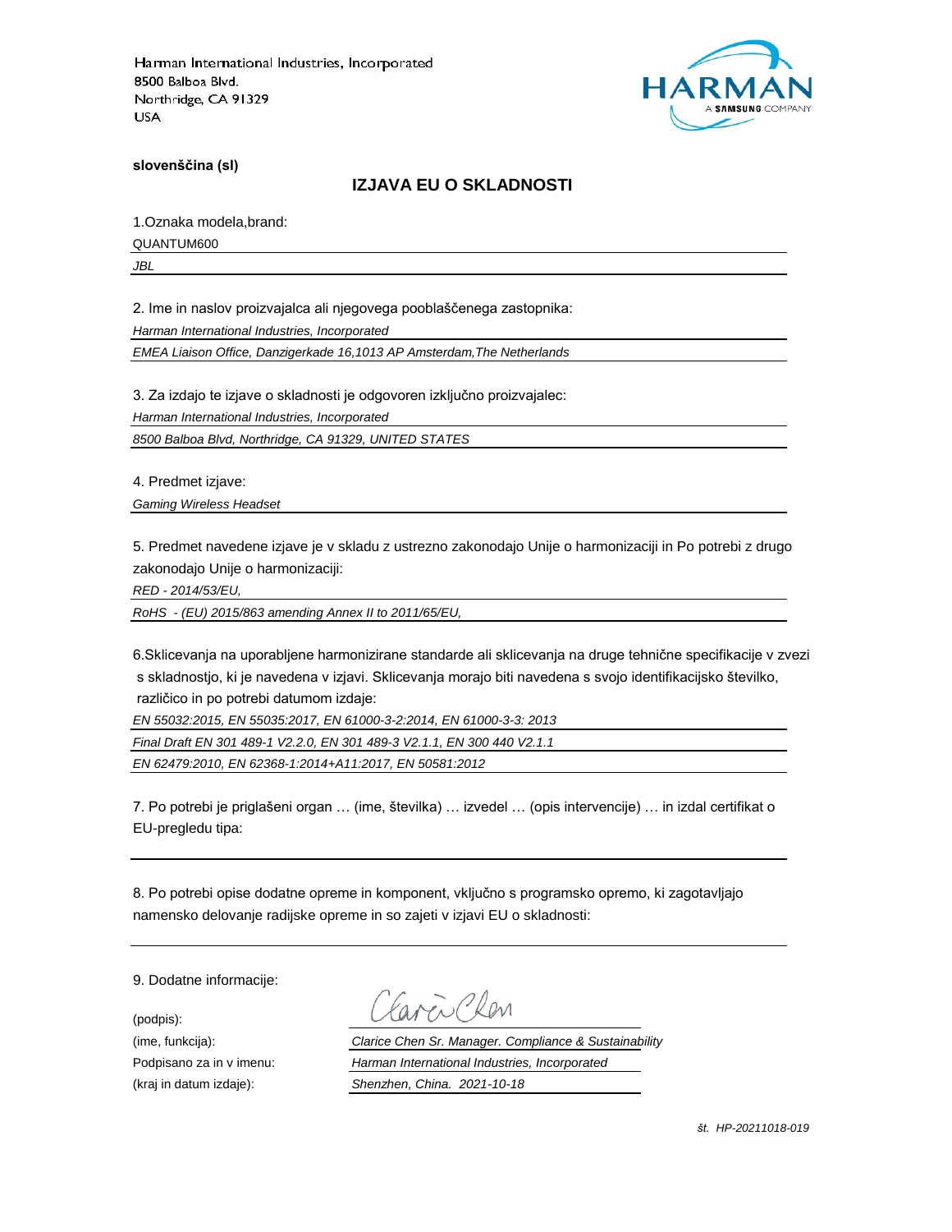Harman International Industries, Incorporated
8500 Balboa Blvd.
Northridge, CA 91329
USA

HARMAN
A SAMSUNG COMPANY

**slovenščina (sl)**

## IZJAVA EU O SKLADNOSTI

1.Oznaka modela,brand:

QUANTUM600

*JBL*

2. Ime in naslov proizvajalca ali njegovega pooblaščenega zastopnika:

*Harman International Industries, Incorporated*

*EMEA Liaison Office, Danzigerkade 16,1013 AP Amsterdam,The Netherlands*

3. Za izdajo te izjave o skladnosti je odgovoren izključno proizvajalec:

*Harman International Industries, Incorporated*

*8500 Balboa Blvd, Northridge, CA 91329, UNITED STATES*

4. Predmet izjave:

*Gaming Wireless Headset*

5. Predmet navedene izjave je v skladu z ustrezno zakonodajo Unije o harmonizaciji in Po potrebi z drugo zakonodajo Unije o harmonizaciji:

*RED - 2014/53/EU,*

*RoHS - (EU) 2015/863 amending Annex II to 2011/65/EU,*

6.Sklicevanja na uporabljene harmonizirane standarde ali sklicevanja na druge tehnične specifikacije v zvezi s skladnostjo, ki je navedena v izjavi. Sklicevanja morajo biti navedena s svojo identifikacijsko številko, različico in po potrebi datumom izdaje:

*EN 55032:2015, EN 55035:2017, EN 61000-3-2:2014, EN 61000-3-3: 2013*

*Final Draft EN 301 489-1 V2.2.0, EN 301 489-3 V2.1.1, EN 300 440 V2.1.1*

*EN 62479:2010, EN 62368-1:2014+A11:2017, EN 50581:2012*

7. Po potrebi je priglašeni organ … (ime, številka) … izvedel … (opis intervencije) … in izdal certifikat o EU-pregledu tipa:

8. Po potrebi opise dodatne opreme in komponent, vključno s programsko opremo, ki zagotavljajo namensko delovanje radijske opreme in so zajeti v izjavi EU o skladnosti:

9. Dodatne informacije:

(podpis): Clarice Chen

(ime, funkcija): *Clarice Chen Sr. Manager. Compliance & Sustainability*

Podpisano za in v imenu: *Harman International Industries, Incorporated*

(kraj in datum izdaje): *Shenzhen, China. 2021-10-18*

*št. HP-20211018-019*